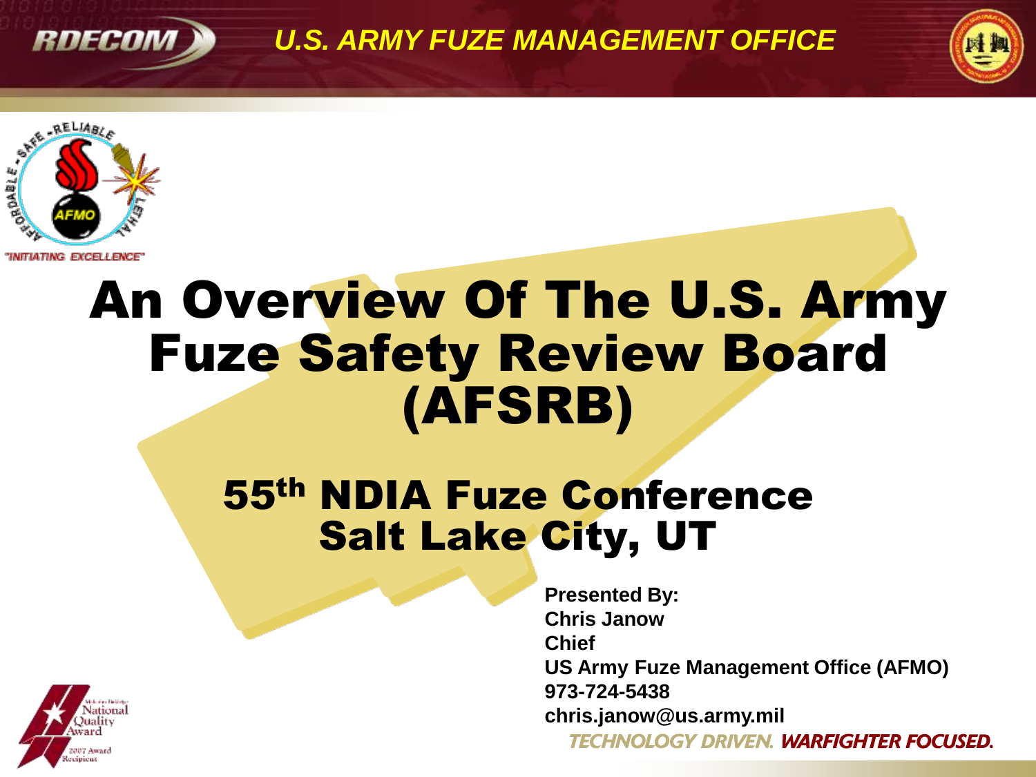# An Overview Of The U.S. Army Fuze Safety Review Board (AFSRB)

## 55th NDIA Fuze Conference
## Salt Lake City, UT

**Presented By:**
**Chris Janow**
**Chief**
**US Army Fuze Management Office (AFMO)**
**973-724-5438**
**chris.janow@us.army.mil**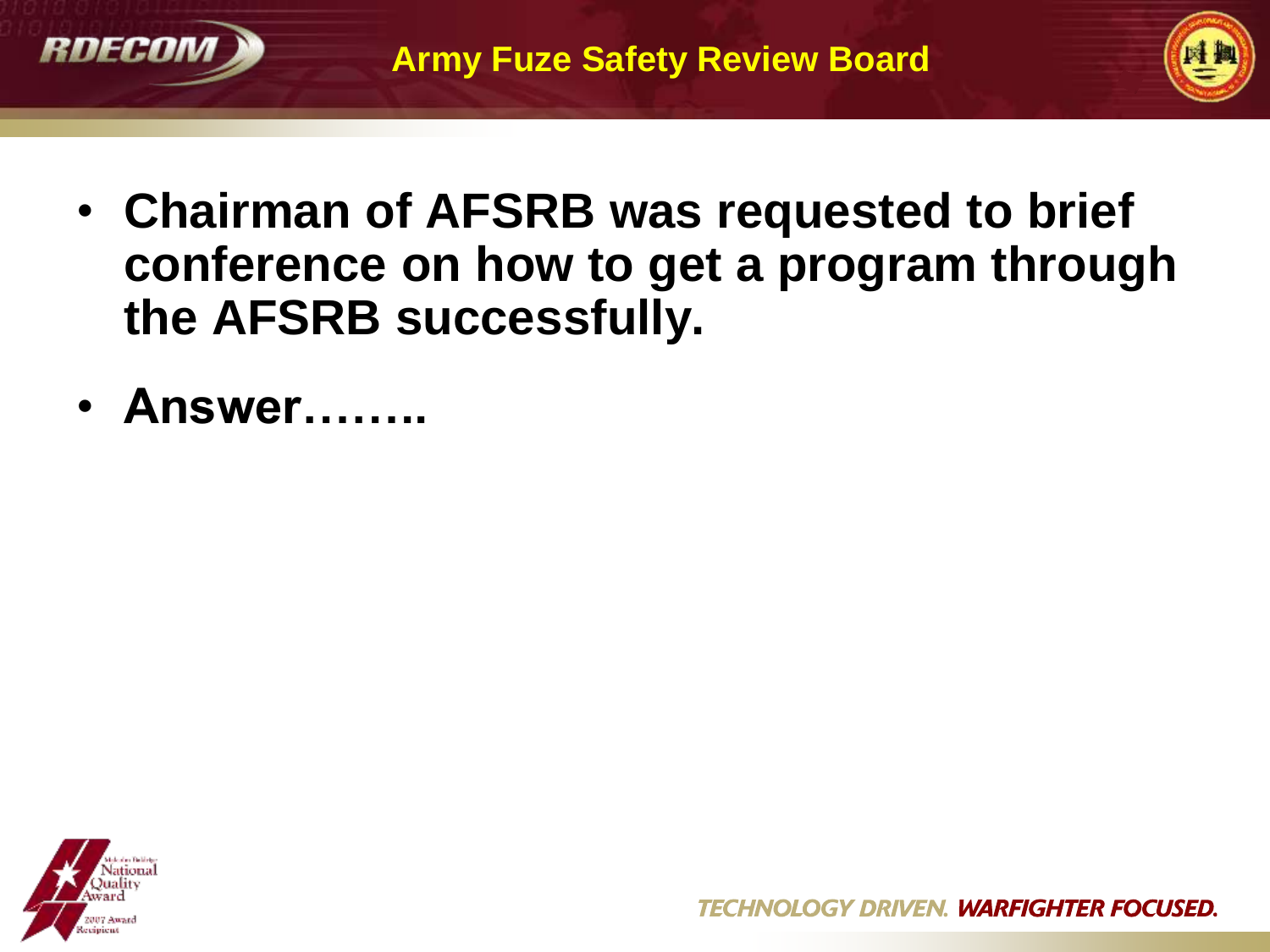- **Chairman of AFSRB was requested to brief conference on how to get a program through the AFSRB successfully.**
- **Answer……..**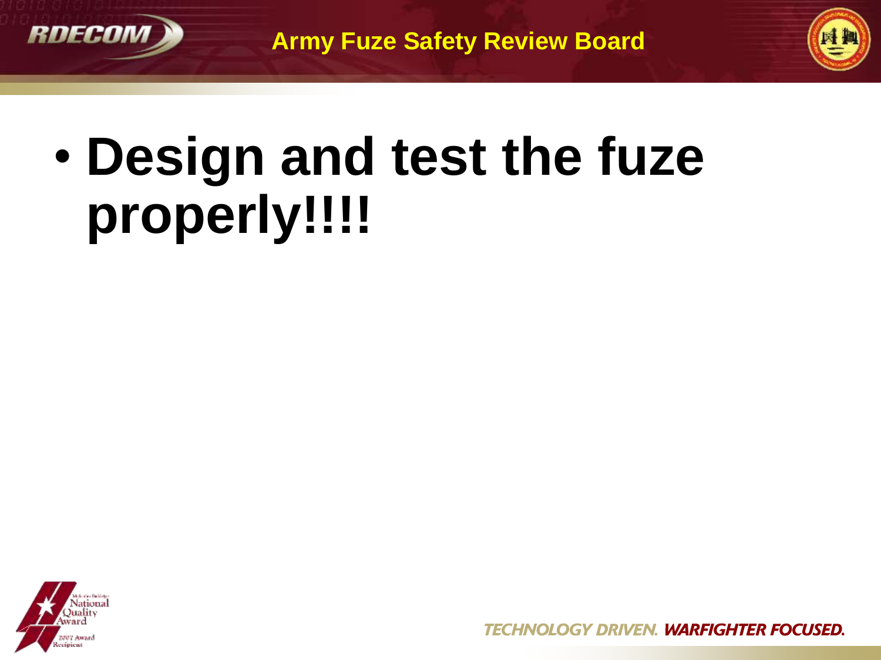- **Design and test the fuze properly!!!!**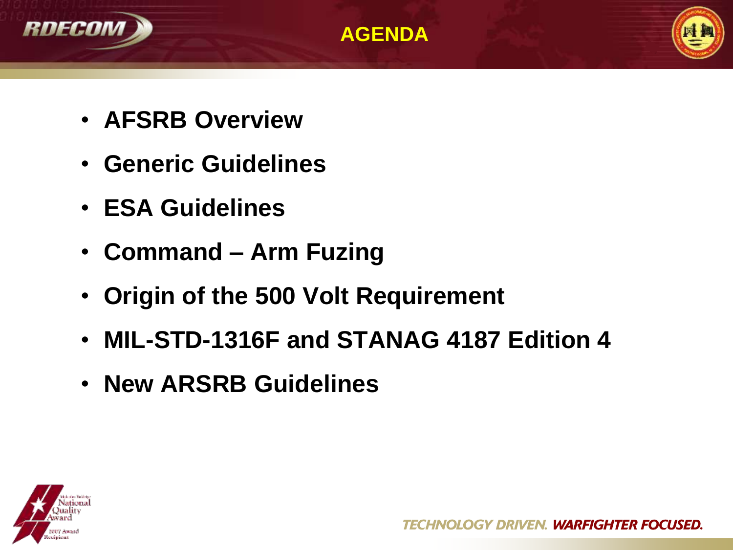# AGENDA

- **AFSRB Overview**
- **Generic Guidelines**
- **ESA Guidelines**
- **Command – Arm Fuzing**
- **Origin of the 500 Volt Requirement**
- **MIL-STD-1316F and STANAG 4187 Edition 4**
- **New ARSRB Guidelines**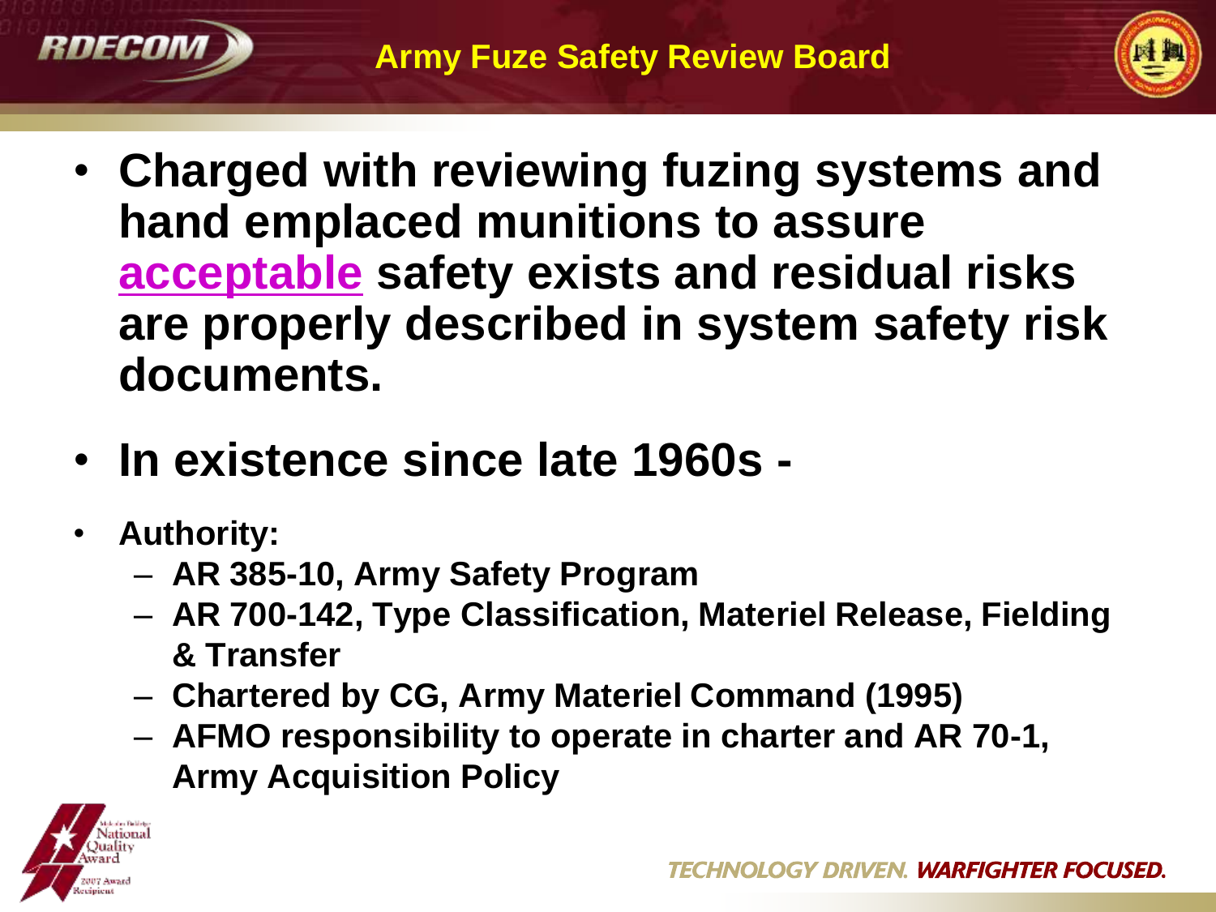# Army Fuze Safety Review Board

- **Charged with reviewing fuzing systems and hand emplaced munitions to assure acceptable safety exists and residual risks are properly described in system safety risk documents.**
- **In existence since late 1960s -**
- **Authority:**
  - **AR 385-10, Army Safety Program**
  - **AR 700-142, Type Classification, Materiel Release, Fielding & Transfer**
  - **Chartered by CG, Army Materiel Command (1995)**
  - **AFMO responsibility to operate in charter and AR 70-1, Army Acquisition Policy**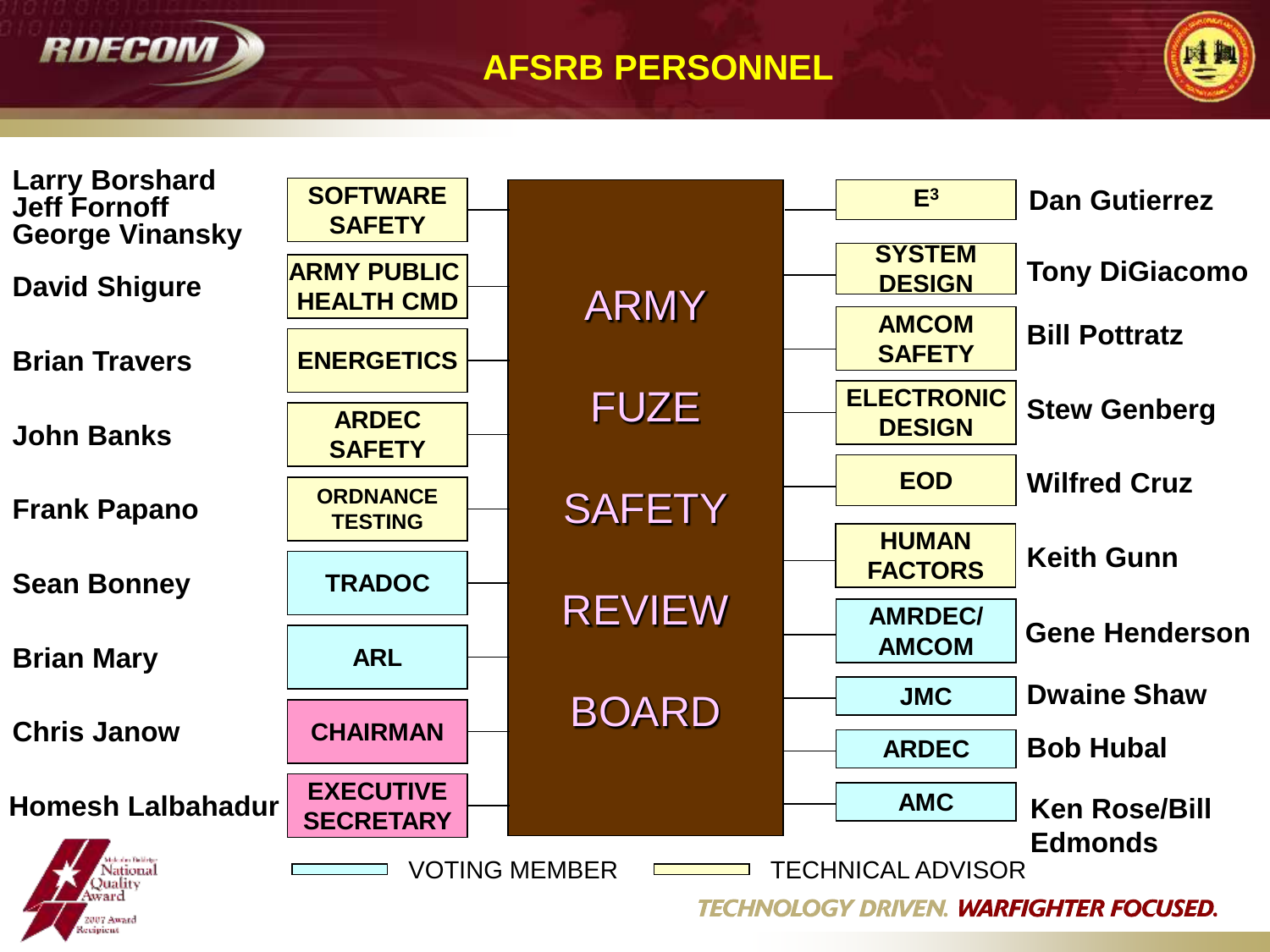# AFSRB PERSONNEL

## ARMY FUZE SAFETY REVIEW BOARD

| Personnel | Role | Member Type |
| --- | --- | --- |
| Larry Borshard, Jeff Fornoff, George Vinansky | SOFTWARE SAFETY | Technical Advisor |
| David Shigure | ARMY PUBLIC HEALTH CMD | Technical Advisor |
| Brian Travers | ENERGETICS | Technical Advisor |
| John Banks | ARDEC SAFETY | Technical Advisor |
| Frank Papano | ORDNANCE TESTING | Technical Advisor |
| Sean Bonney | TRADOC | Voting Member |
| Brian Mary | ARL | Voting Member |
| Chris Janow | CHAIRMAN | |
| Homesh Lalbahadur | EXECUTIVE SECRETARY | |
| Dan Gutierrez | $E^3$ | Technical Advisor |
| Tony DiGiacomo | SYSTEM DESIGN | Technical Advisor |
| Bill Pottratz | AMCOM SAFETY | Technical Advisor |
| Stew Genberg | ELECTRONIC DESIGN | Technical Advisor |
| Wilfred Cruz | EOD | Technical Advisor |
| Keith Gunn | HUMAN FACTORS | Technical Advisor |
| Gene Henderson | AMRDEC/ AMCOM | Voting Member |
| Dwaine Shaw | JMC | Voting Member |
| Bob Hubal | ARDEC | Voting Member |
| Ken Rose/Bill Edmonds | AMC | Voting Member |

Legend: VOTING MEMBER | TECHNICAL ADVISOR

TECHNOLOGY DRIVEN. WARFIGHTER FOCUSED.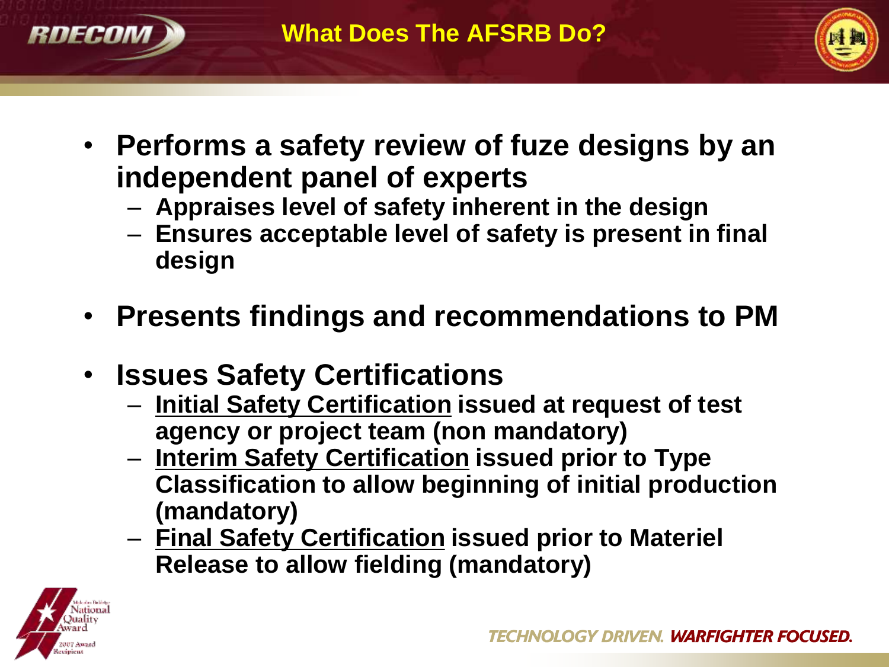# What Does The AFSRB Do?

- **Performs a safety review of fuze designs by an independent panel of experts**
  - **Appraises level of safety inherent in the design**
  - **Ensures acceptable level of safety is present in final design**
- **Presents findings and recommendations to PM**
- **Issues Safety Certifications**
  - **<u>Initial Safety Certification</u> issued at request of test agency or project team (non mandatory)**
  - **<u>Interim Safety Certification</u> issued prior to Type Classification to allow beginning of initial production (mandatory)**
  - **<u>Final Safety Certification</u> issued prior to Materiel Release to allow fielding (mandatory)**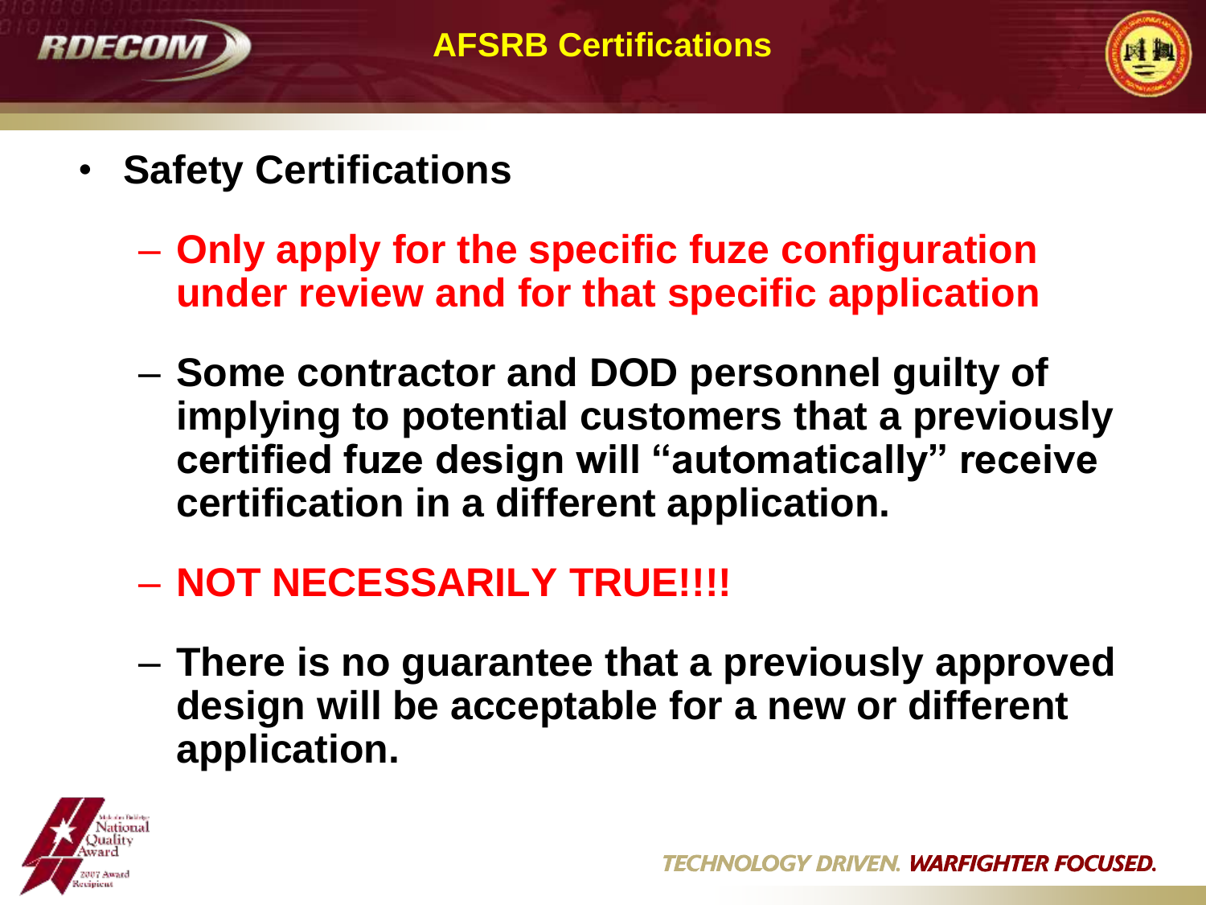# AFSRB Certifications

- **Safety Certifications**
  - **Only apply for the specific fuze configuration under review and for that specific application**
  - **Some contractor and DOD personnel guilty of implying to potential customers that a previously certified fuze design will "automatically" receive certification in a different application.**
  - **NOT NECESSARILY TRUE!!!!**
  - **There is no guarantee that a previously approved design will be acceptable for a new or different application.**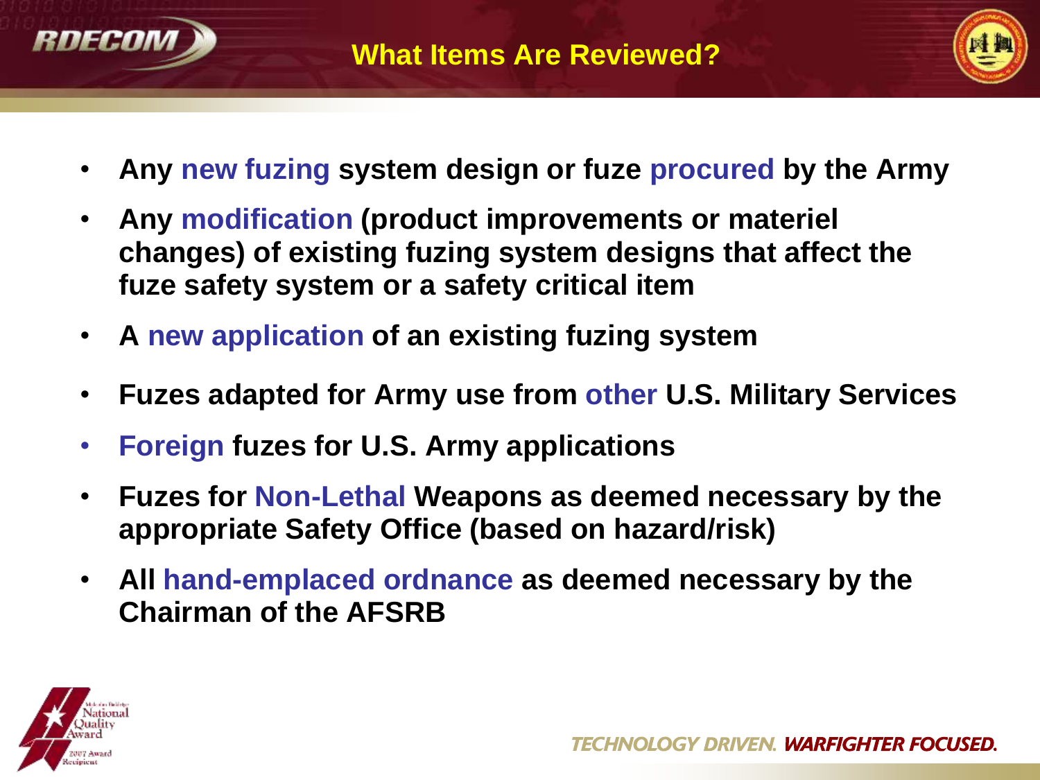# What Items Are Reviewed?

- **Any new fuzing system design or fuze procured by the Army**
- **Any modification (product improvements or materiel changes) of existing fuzing system designs that affect the fuze safety system or a safety critical item**
- **A new application of an existing fuzing system**
- **Fuzes adapted for Army use from other U.S. Military Services**
- **Foreign fuzes for U.S. Army applications**
- **Fuzes for Non-Lethal Weapons as deemed necessary by the appropriate Safety Office (based on hazard/risk)**
- **All hand-emplaced ordnance as deemed necessary by the Chairman of the AFSRB**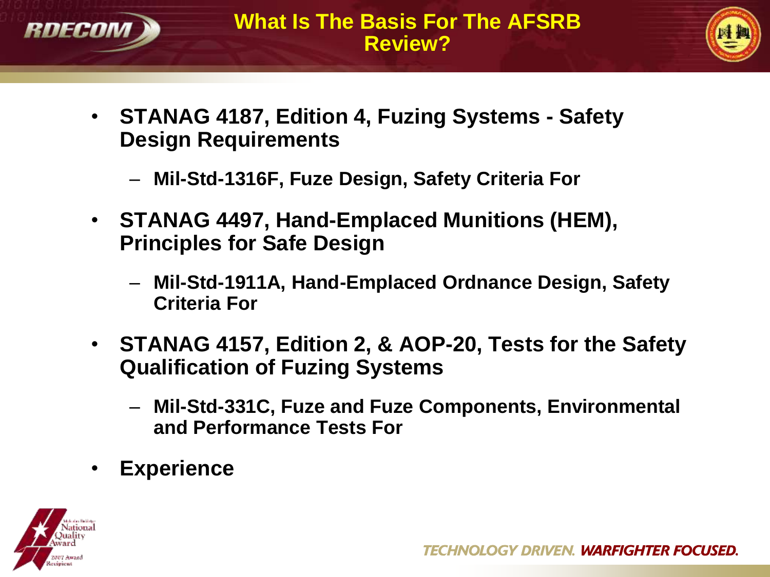# What Is The Basis For The AFSRB Review?

- **STANAG 4187, Edition 4, Fuzing Systems - Safety Design Requirements**
  - **Mil-Std-1316F, Fuze Design, Safety Criteria For**
- **STANAG 4497, Hand-Emplaced Munitions (HEM), Principles for Safe Design**
  - **Mil-Std-1911A, Hand-Emplaced Ordnance Design, Safety Criteria For**
- **STANAG 4157, Edition 2, & AOP-20, Tests for the Safety Qualification of Fuzing Systems**
  - **Mil-Std-331C, Fuze and Fuze Components, Environmental and Performance Tests For**
- **Experience**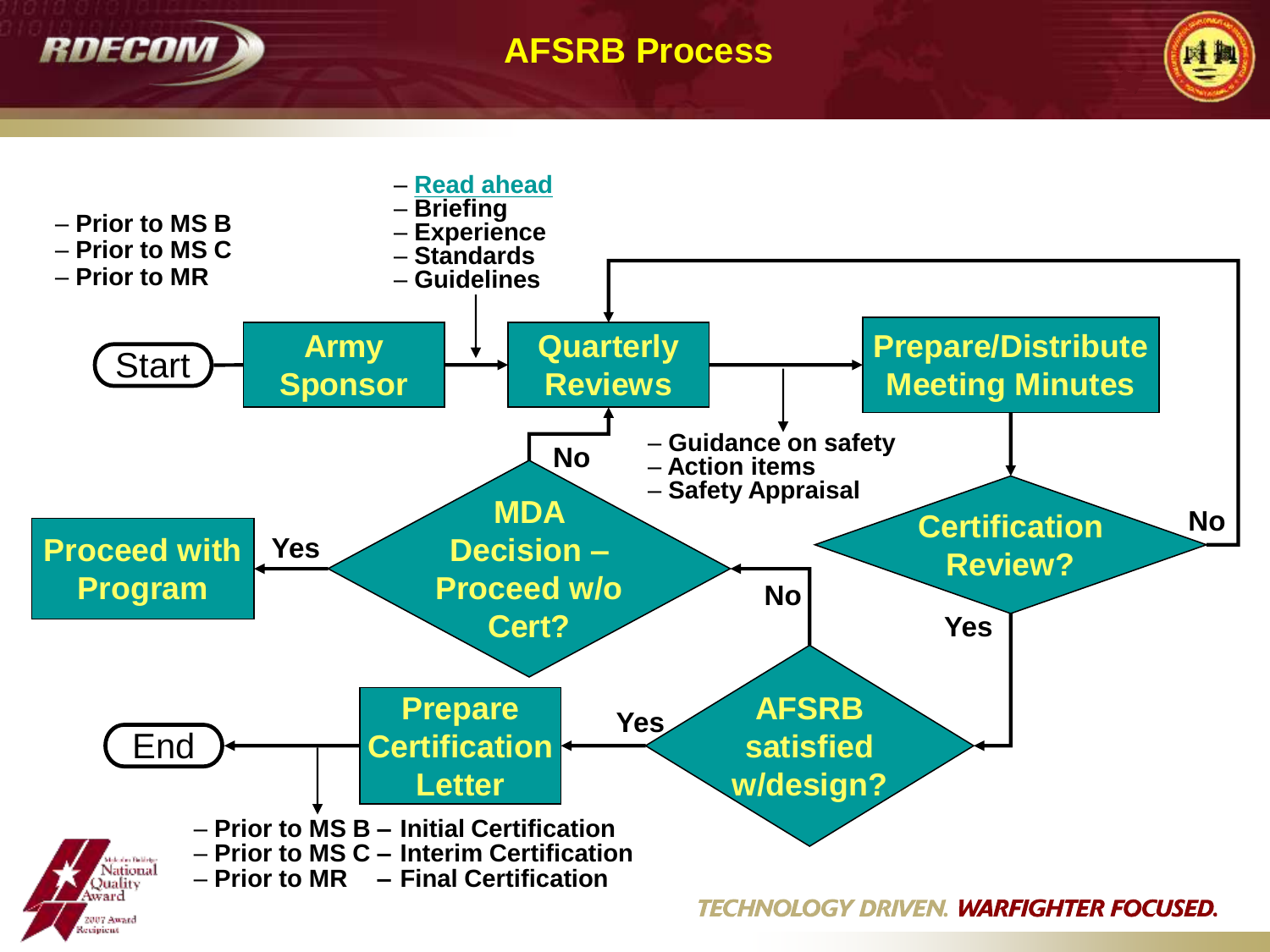# AFSRB Process

- Prior to MS B
- Prior to MS C
- Prior to MR

- Read ahead
- Briefing
- Experience
- Standards
- Guidelines

Start → Army Sponsor → Quarterly Reviews → Prepare/Distribute Meeting Minutes

- Guidance on safety
- Action items
- Safety Appraisal

Certification Review?

- No → Quarterly Reviews
- Yes → AFSRB satisfied w/design?

AFSRB satisfied w/design?

- Yes → Prepare Certification Letter → End
- No → MDA Decision – Proceed w/o Cert?

MDA Decision – Proceed w/o Cert?

- Yes → Proceed with Program
- No → Quarterly Reviews

- Prior to MS B – Initial Certification
- Prior to MS C – Interim Certification
- Prior to MR – Final Certification

TECHNOLOGY DRIVEN. WARFIGHTER FOCUSED.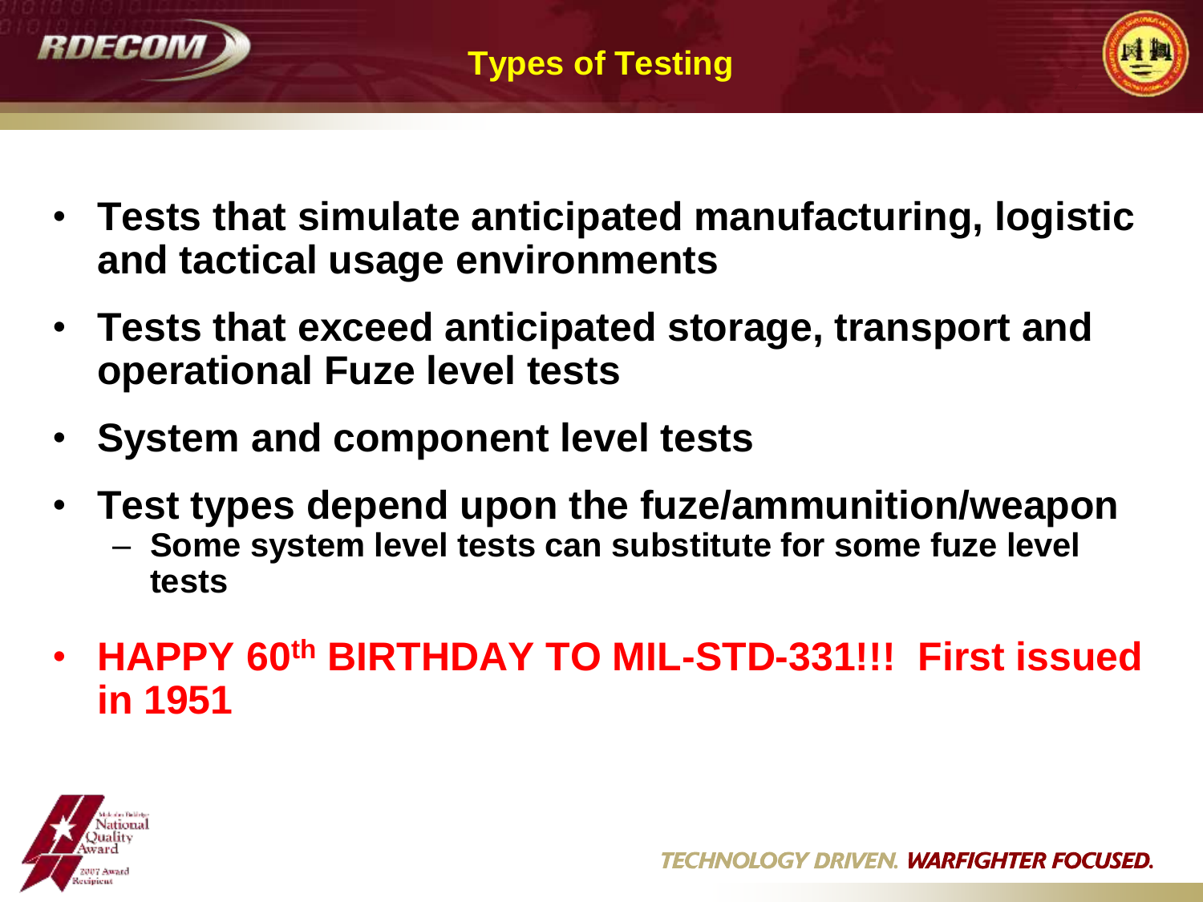# Types of Testing

- **Tests that simulate anticipated manufacturing, logistic and tactical usage environments**
- **Tests that exceed anticipated storage, transport and operational Fuze level tests**
- **System and component level tests**
- **Test types depend upon the fuze/ammunition/weapon**
  - **Some system level tests can substitute for some fuze level tests**
- **HAPPY 60th BIRTHDAY TO MIL-STD-331!!! First issued in 1951**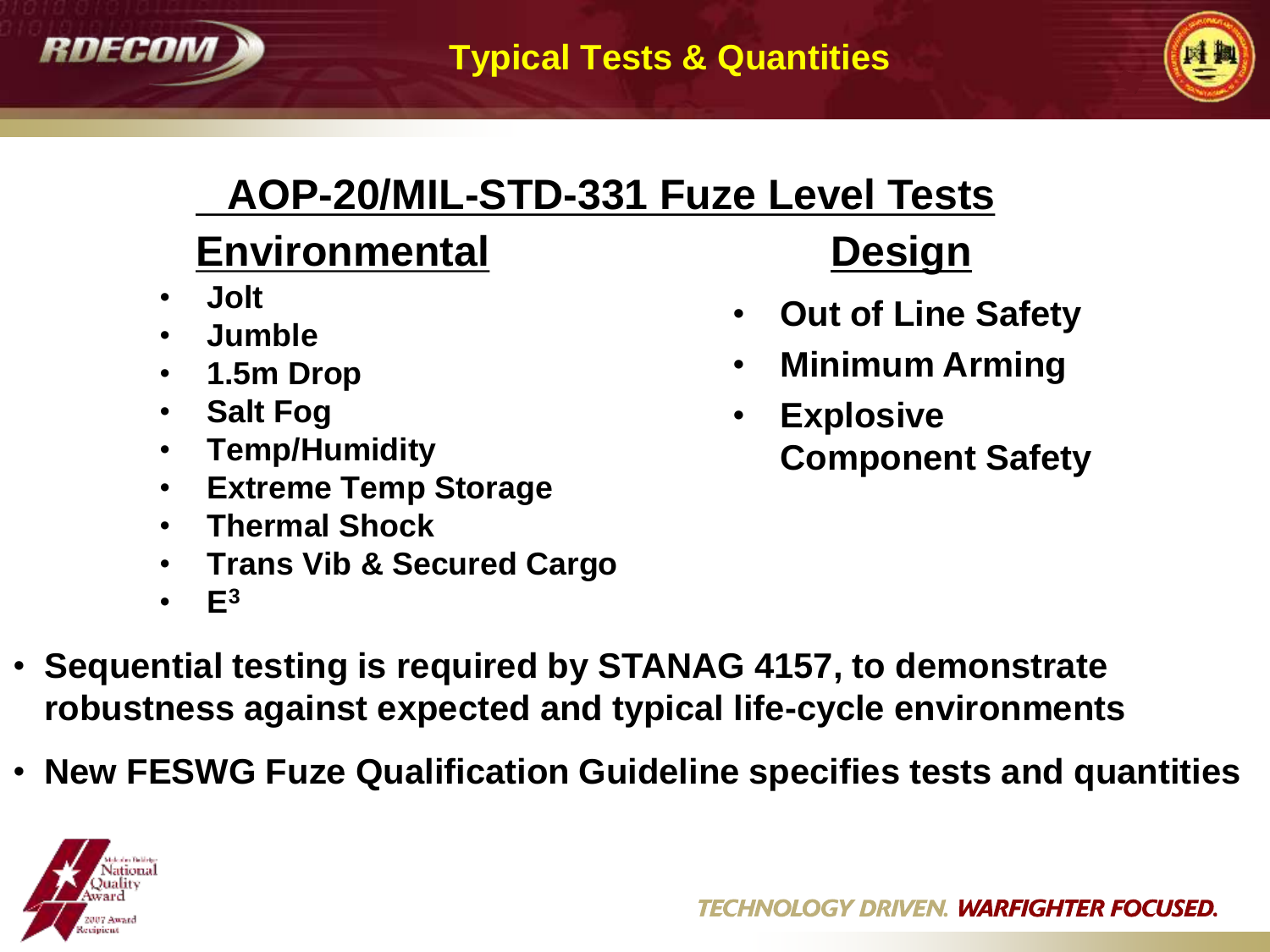# Typical Tests & Quantities

## AOP-20/MIL-STD-331 Fuze Level Tests

### Environmental

- Jolt
- Jumble
- 1.5m Drop
- Salt Fog
- Temp/Humidity
- Extreme Temp Storage
- Thermal Shock
- Trans Vib & Secured Cargo
- $E^3$

### Design

- Out of Line Safety
- Minimum Arming
- Explosive Component Safety

- **Sequential testing is required by STANAG 4157, to demonstrate robustness against expected and typical life-cycle environments**
- **New FESWG Fuze Qualification Guideline specifies tests and quantities**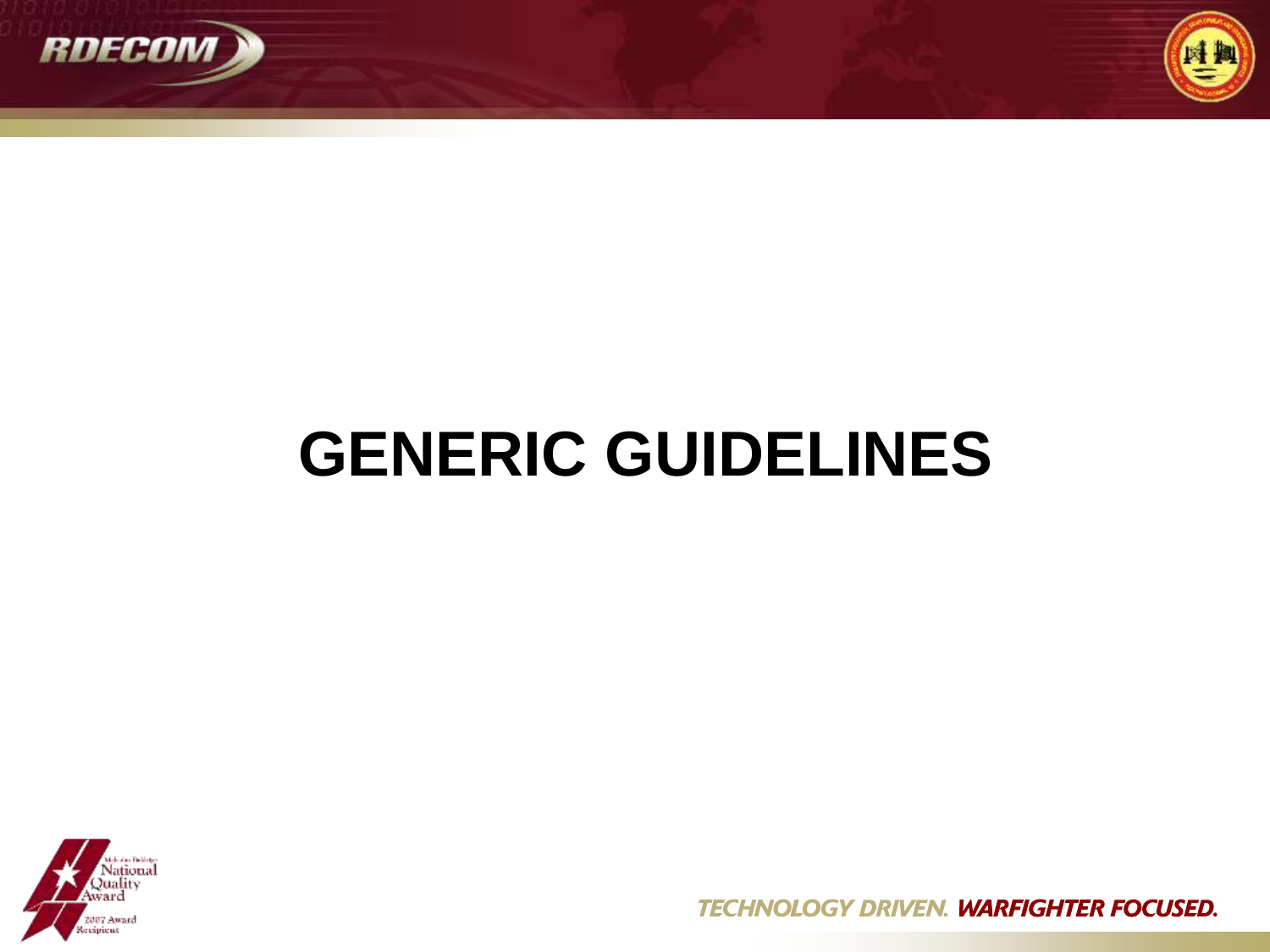# GENERIC GUIDELINES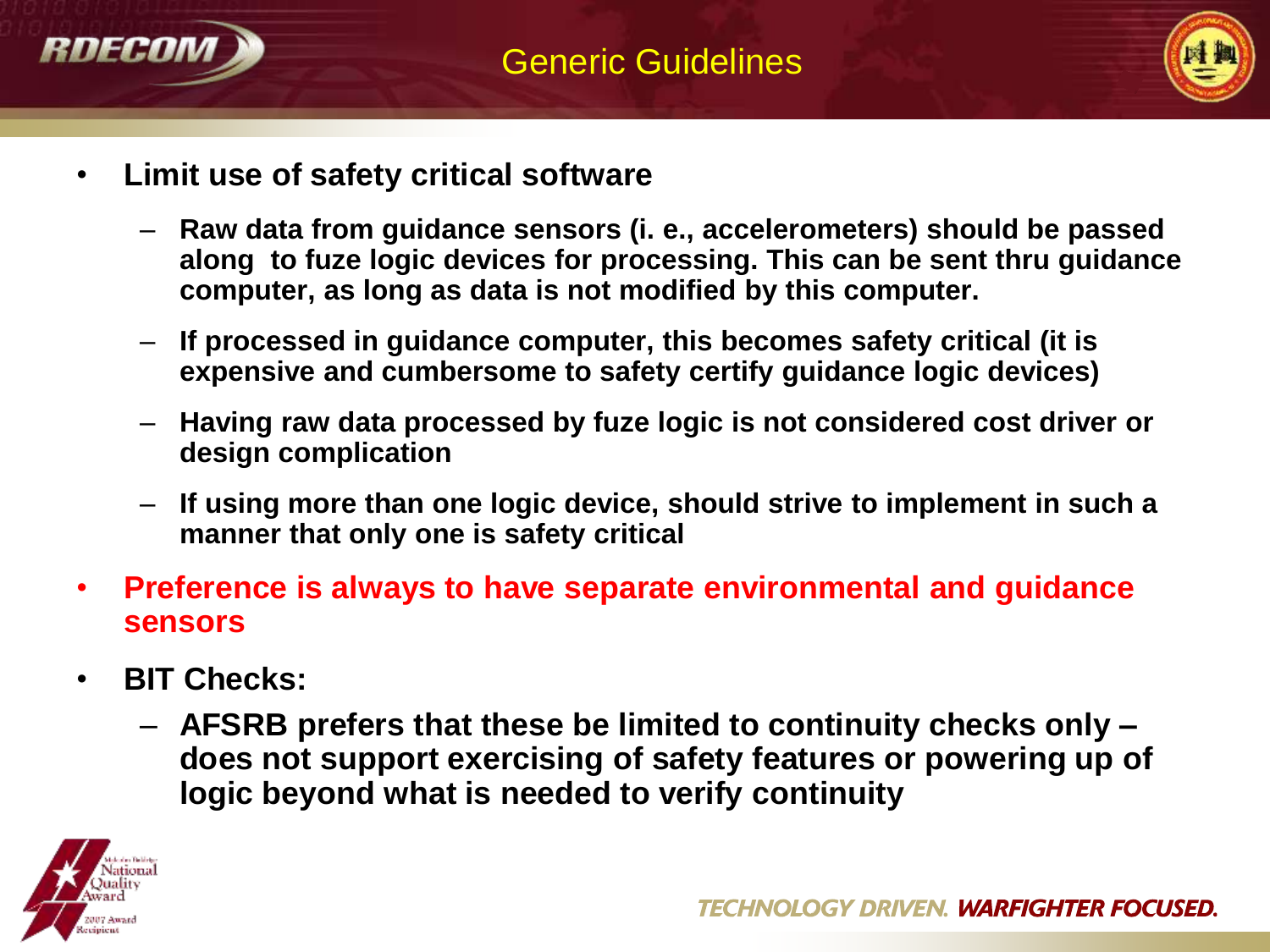# Generic Guidelines

- **Limit use of safety critical software**
  - **Raw data from guidance sensors (i. e., accelerometers) should be passed along to fuze logic devices for processing. This can be sent thru guidance computer, as long as data is not modified by this computer.**
  - **If processed in guidance computer, this becomes safety critical (it is expensive and cumbersome to safety certify guidance logic devices)**
  - **Having raw data processed by fuze logic is not considered cost driver or design complication**
  - **If using more than one logic device, should strive to implement in such a manner that only one is safety critical**
- **Preference is always to have separate environmental and guidance sensors**
- **BIT Checks:**
  - **AFSRB prefers that these be limited to continuity checks only – does not support exercising of safety features or powering up of logic beyond what is needed to verify continuity**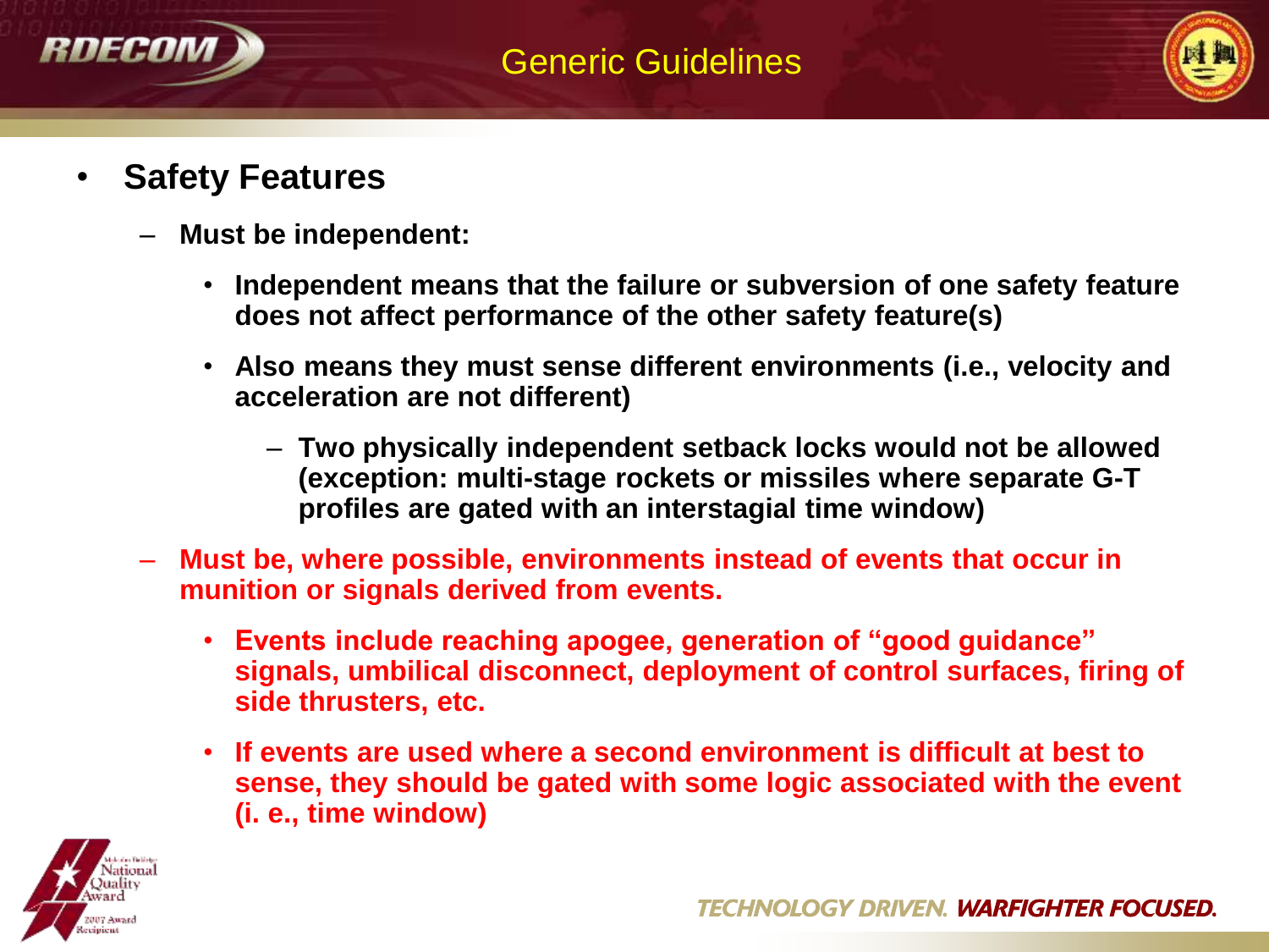# Generic Guidelines

- **Safety Features**
  - **Must be independent:**
    - **Independent means that the failure or subversion of one safety feature does not affect performance of the other safety feature(s)**
    - **Also means they must sense different environments (i.e., velocity and acceleration are not different)**
      - **Two physically independent setback locks would not be allowed (exception: multi-stage rockets or missiles where separate G-T profiles are gated with an interstagial time window)**
  - **Must be, where possible, environments instead of events that occur in munition or signals derived from events.**
    - **Events include reaching apogee, generation of "good guidance" signals, umbilical disconnect, deployment of control surfaces, firing of side thrusters, etc.**
    - **If events are used where a second environment is difficult at best to sense, they should be gated with some logic associated with the event (i. e., time window)**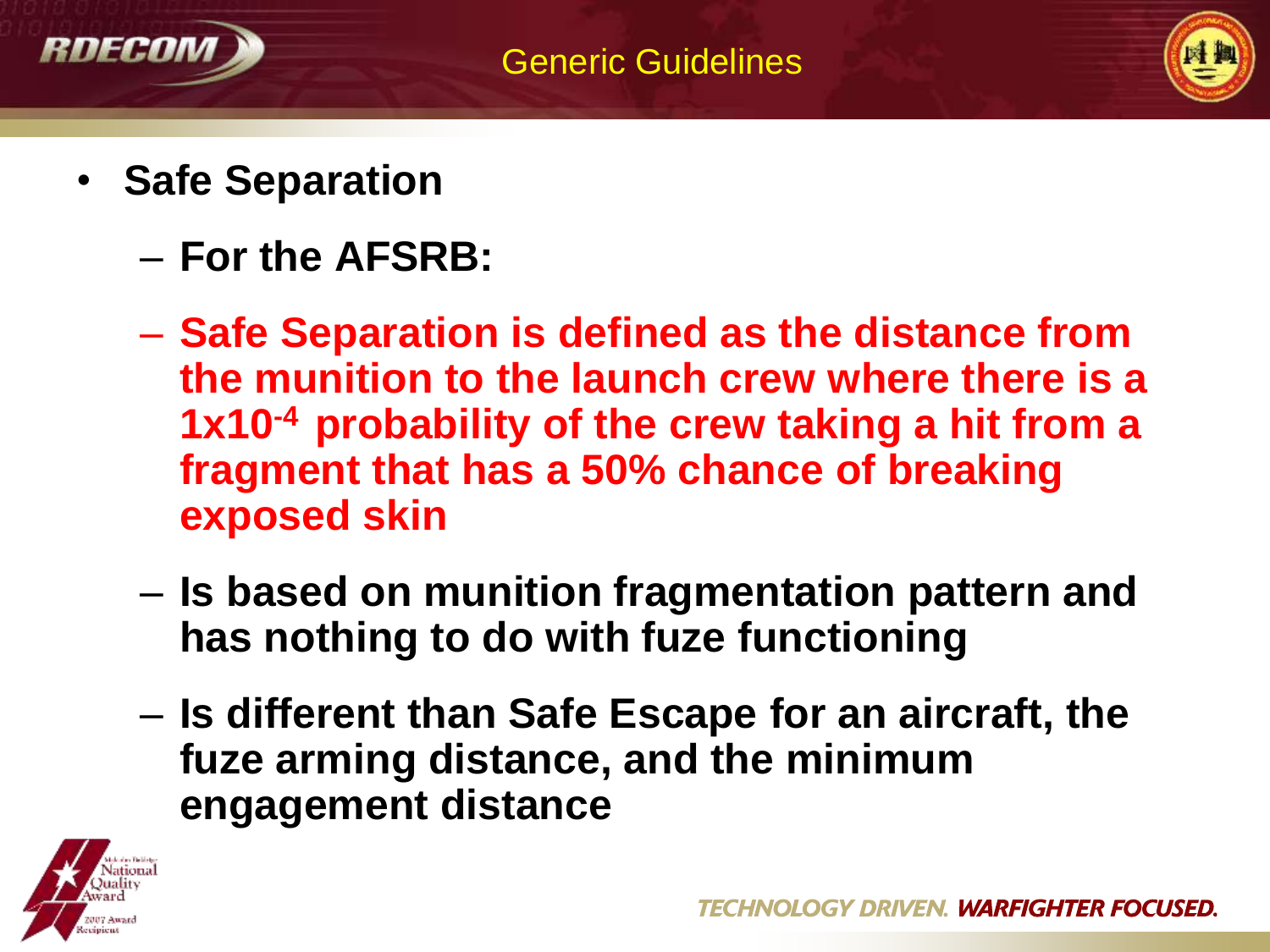# Generic Guidelines

- **Safe Separation**
  - **For the AFSRB:**
  - **Safe Separation is defined as the distance from the munition to the launch crew where there is a $1x10^{-4}$ probability of the crew taking a hit from a fragment that has a 50% chance of breaking exposed skin**
  - **Is based on munition fragmentation pattern and has nothing to do with fuze functioning**
  - **Is different than Safe Escape for an aircraft, the fuze arming distance, and the minimum engagement distance**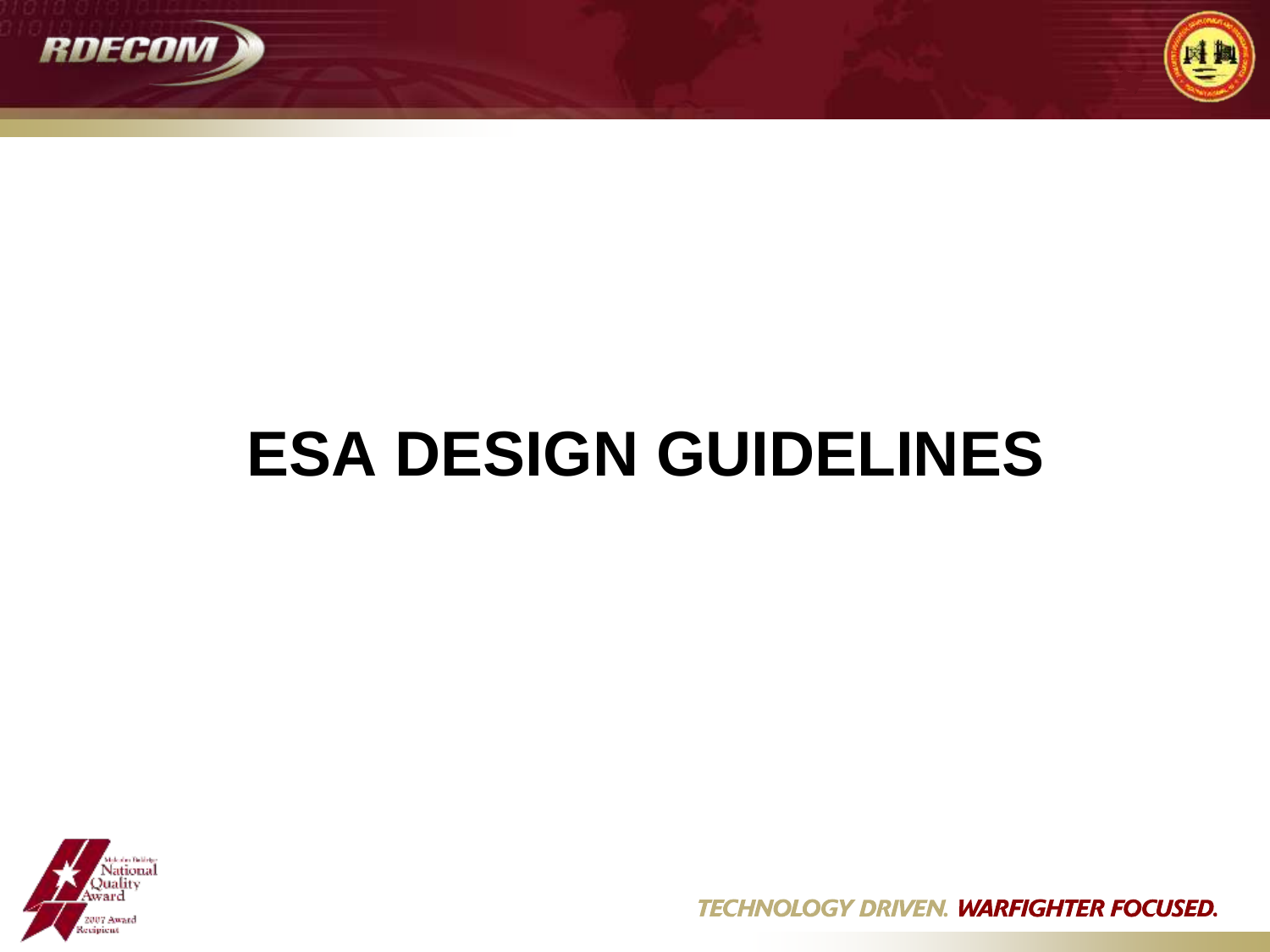# ESA DESIGN GUIDELINES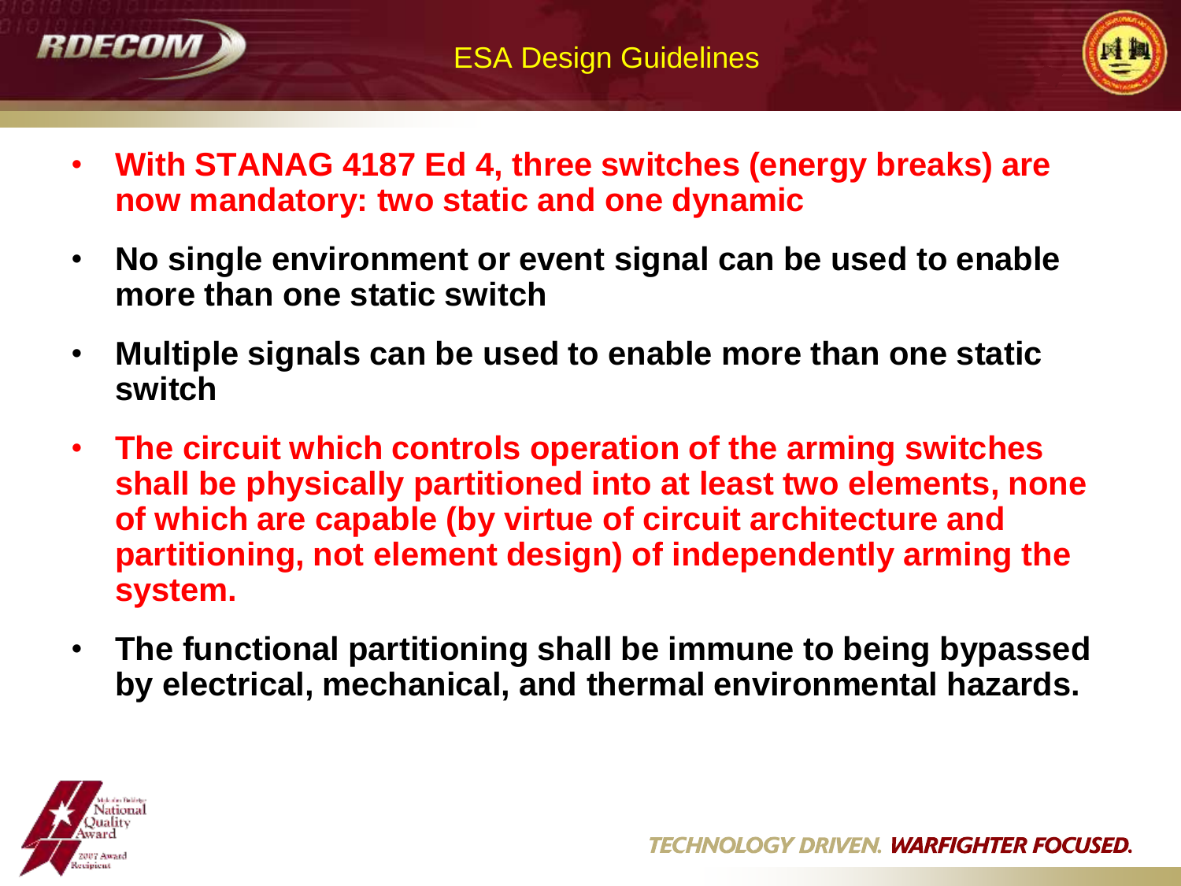# ESA Design Guidelines

- **With STANAG 4187 Ed 4, three switches (energy breaks) are now mandatory: two static and one dynamic**
- **No single environment or event signal can be used to enable more than one static switch**
- **Multiple signals can be used to enable more than one static switch**
- **The circuit which controls operation of the arming switches shall be physically partitioned into at least two elements, none of which are capable (by virtue of circuit architecture and partitioning, not element design) of independently arming the system.**
- **The functional partitioning shall be immune to being bypassed by electrical, mechanical, and thermal environmental hazards.**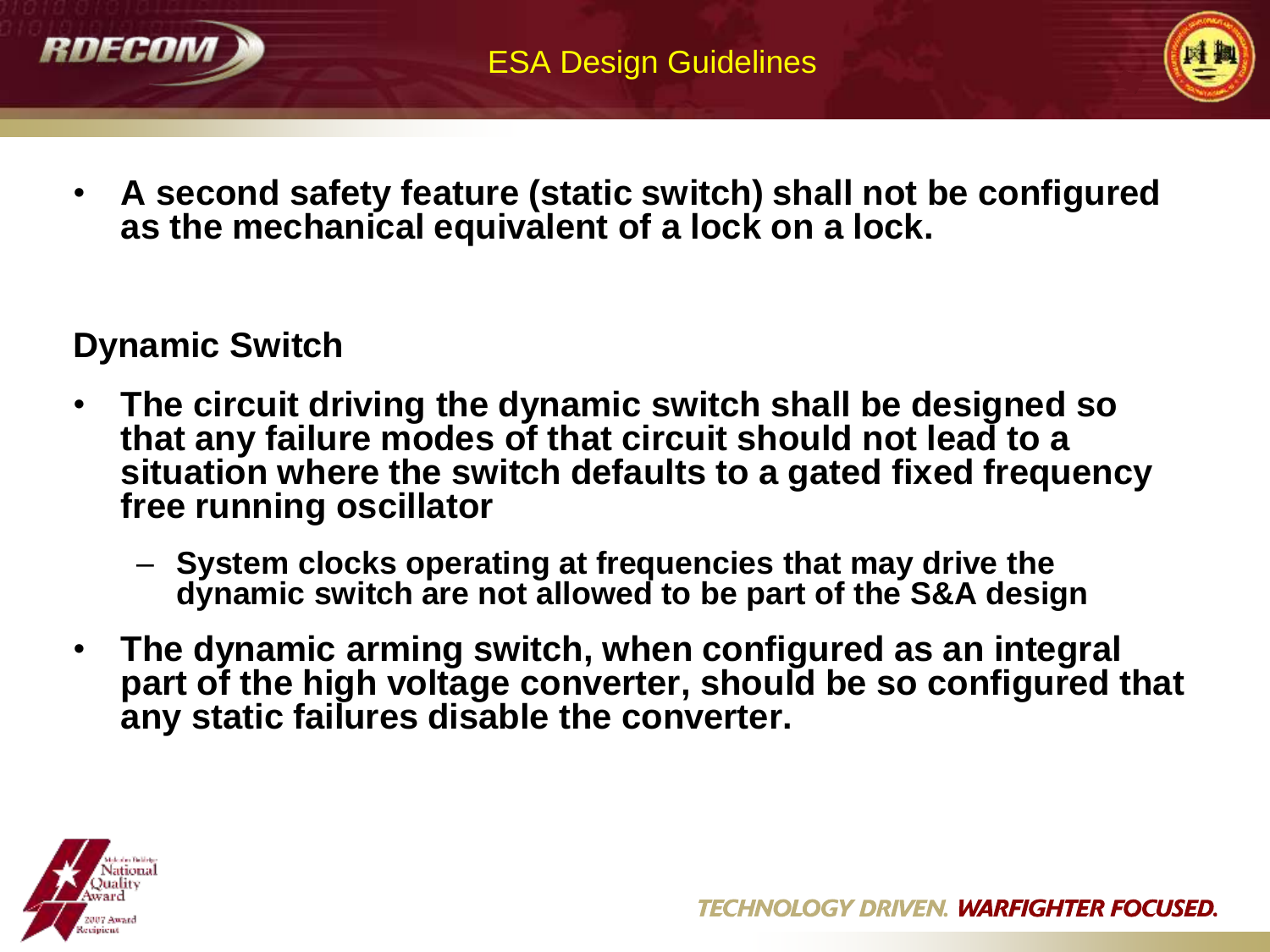## ESA Design Guidelines

- **A second safety feature (static switch) shall not be configured as the mechanical equivalent of a lock on a lock.**

### Dynamic Switch

- **The circuit driving the dynamic switch shall be designed so that any failure modes of that circuit should not lead to a situation where the switch defaults to a gated fixed frequency free running oscillator**
  - **System clocks operating at frequencies that may drive the dynamic switch are not allowed to be part of the S&A design**
- **The dynamic arming switch, when configured as an integral part of the high voltage converter, should be so configured that any static failures disable the converter.**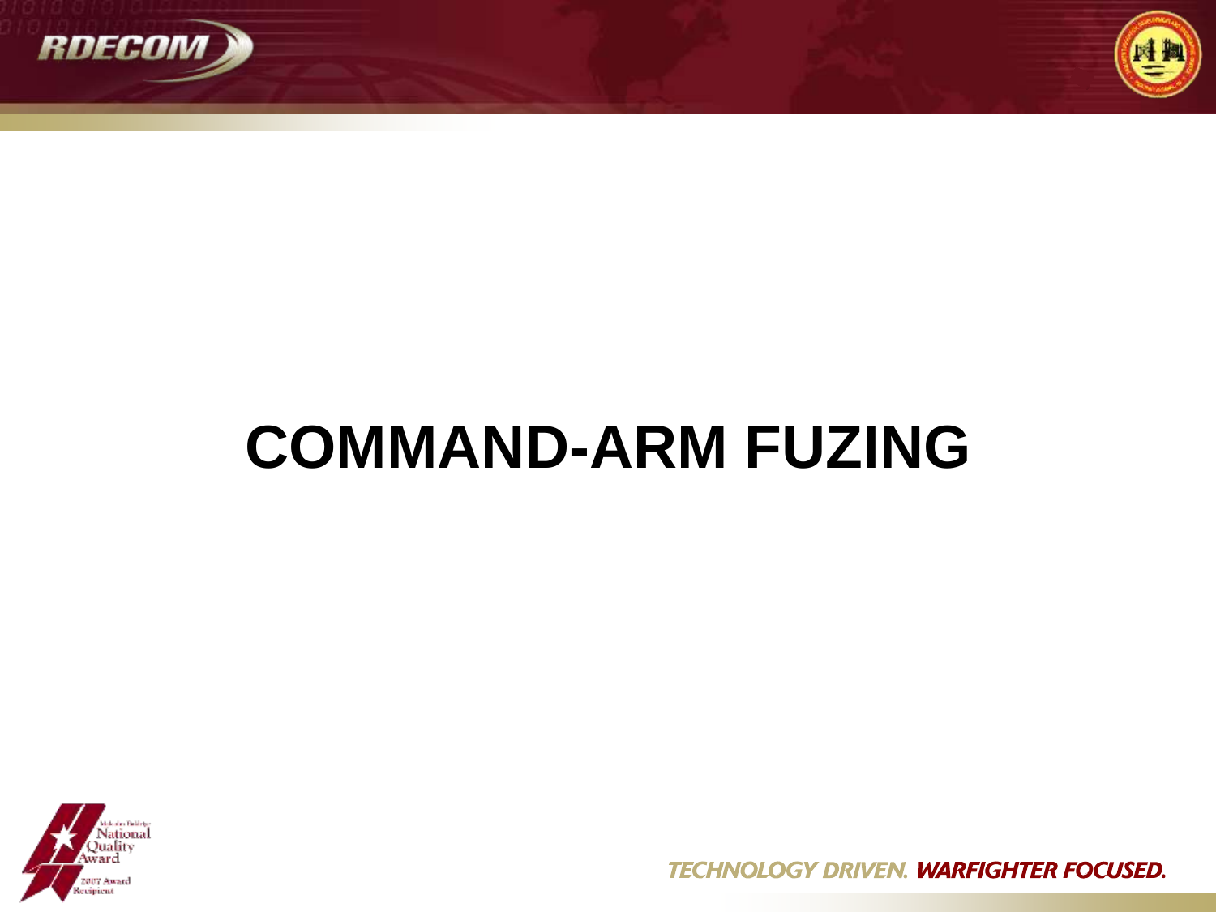# COMMAND-ARM FUZING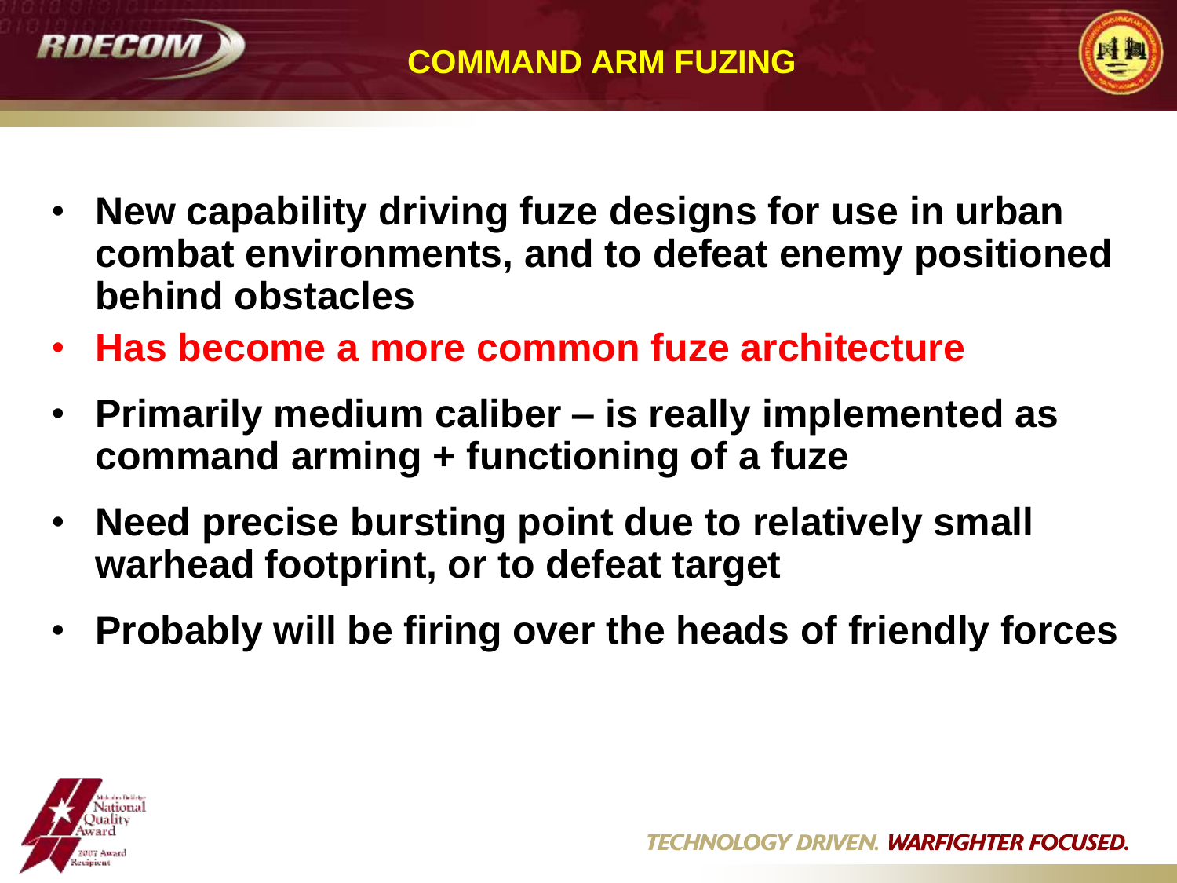# COMMAND ARM FUZING

- **New capability driving fuze designs for use in urban combat environments, and to defeat enemy positioned behind obstacles**
- **Has become a more common fuze architecture**
- **Primarily medium caliber – is really implemented as command arming + functioning of a fuze**
- **Need precise bursting point due to relatively small warhead footprint, or to defeat target**
- **Probably will be firing over the heads of friendly forces**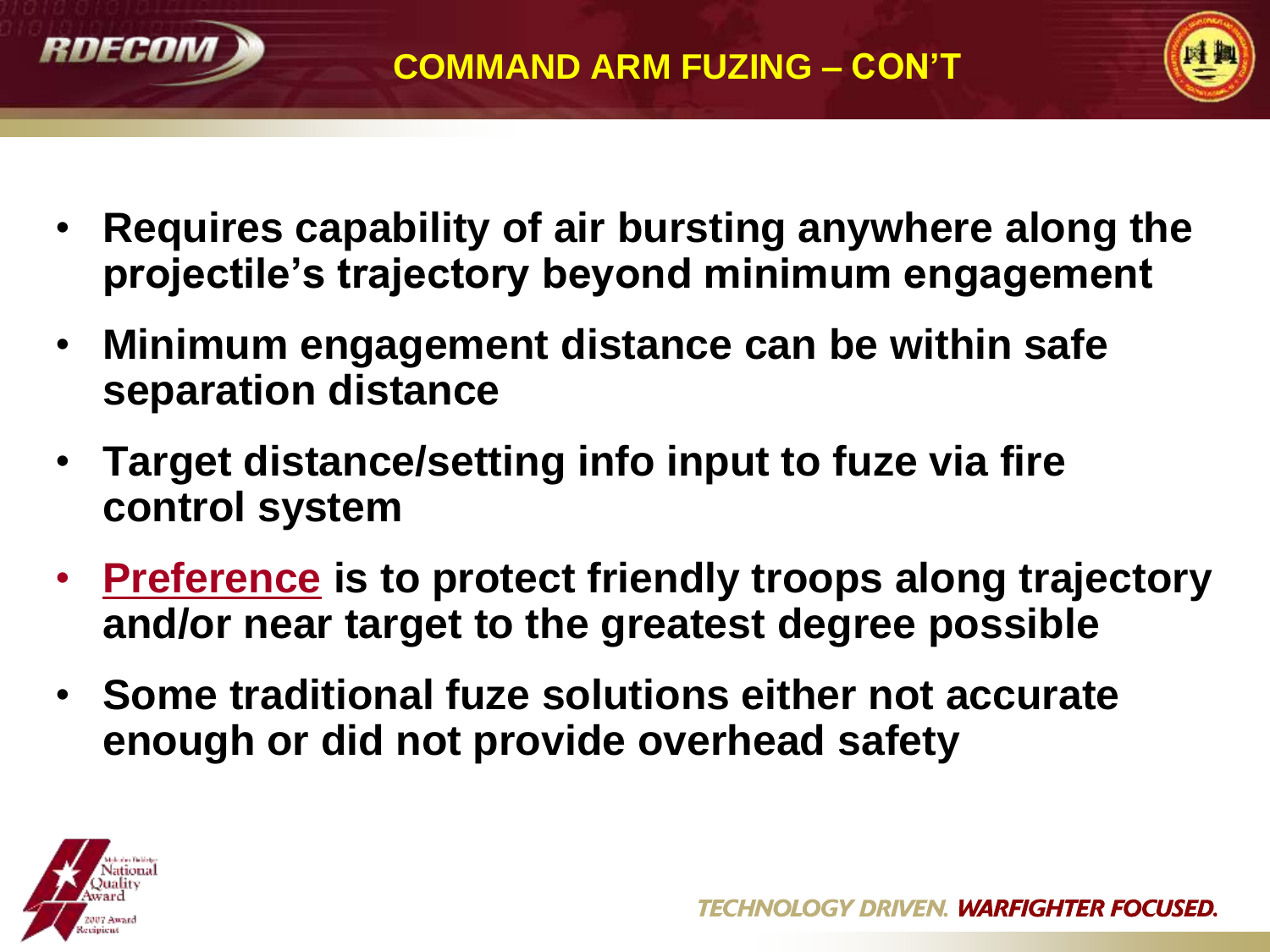# COMMAND ARM FUZING – CON'T

- **Requires capability of air bursting anywhere along the projectile's trajectory beyond minimum engagement**
- **Minimum engagement distance can be within safe separation distance**
- **Target distance/setting info input to fuze via fire control system**
- **Preference is to protect friendly troops along trajectory and/or near target to the greatest degree possible**
- **Some traditional fuze solutions either not accurate enough or did not provide overhead safety**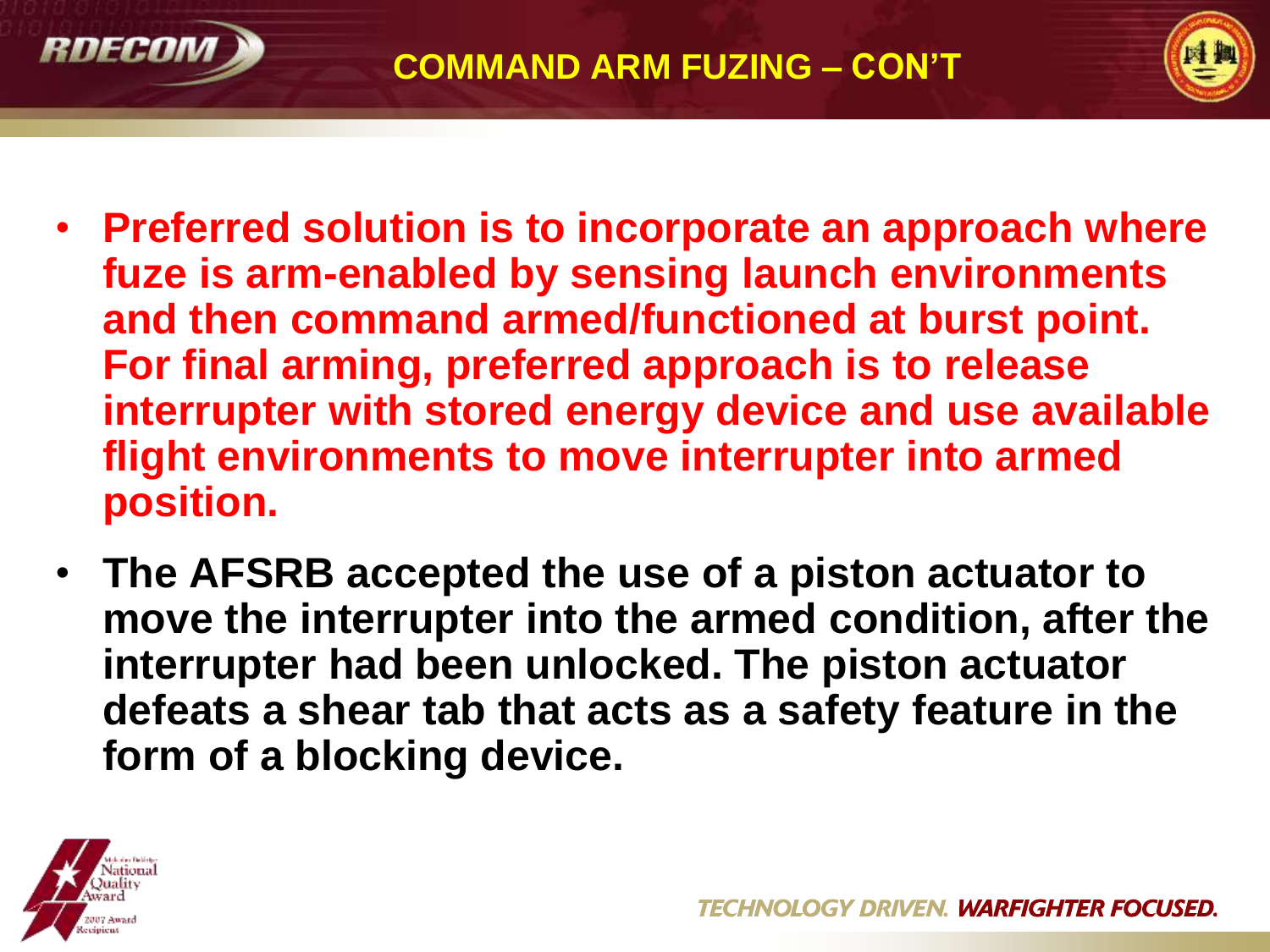## COMMAND ARM FUZING – CON'T

- **Preferred solution is to incorporate an approach where fuze is arm-enabled by sensing launch environments and then command armed/functioned at burst point. For final arming, preferred approach is to release interrupter with stored energy device and use available flight environments to move interrupter into armed position.**
- **The AFSRB accepted the use of a piston actuator to move the interrupter into the armed condition, after the interrupter had been unlocked. The piston actuator defeats a shear tab that acts as a safety feature in the form of a blocking device.**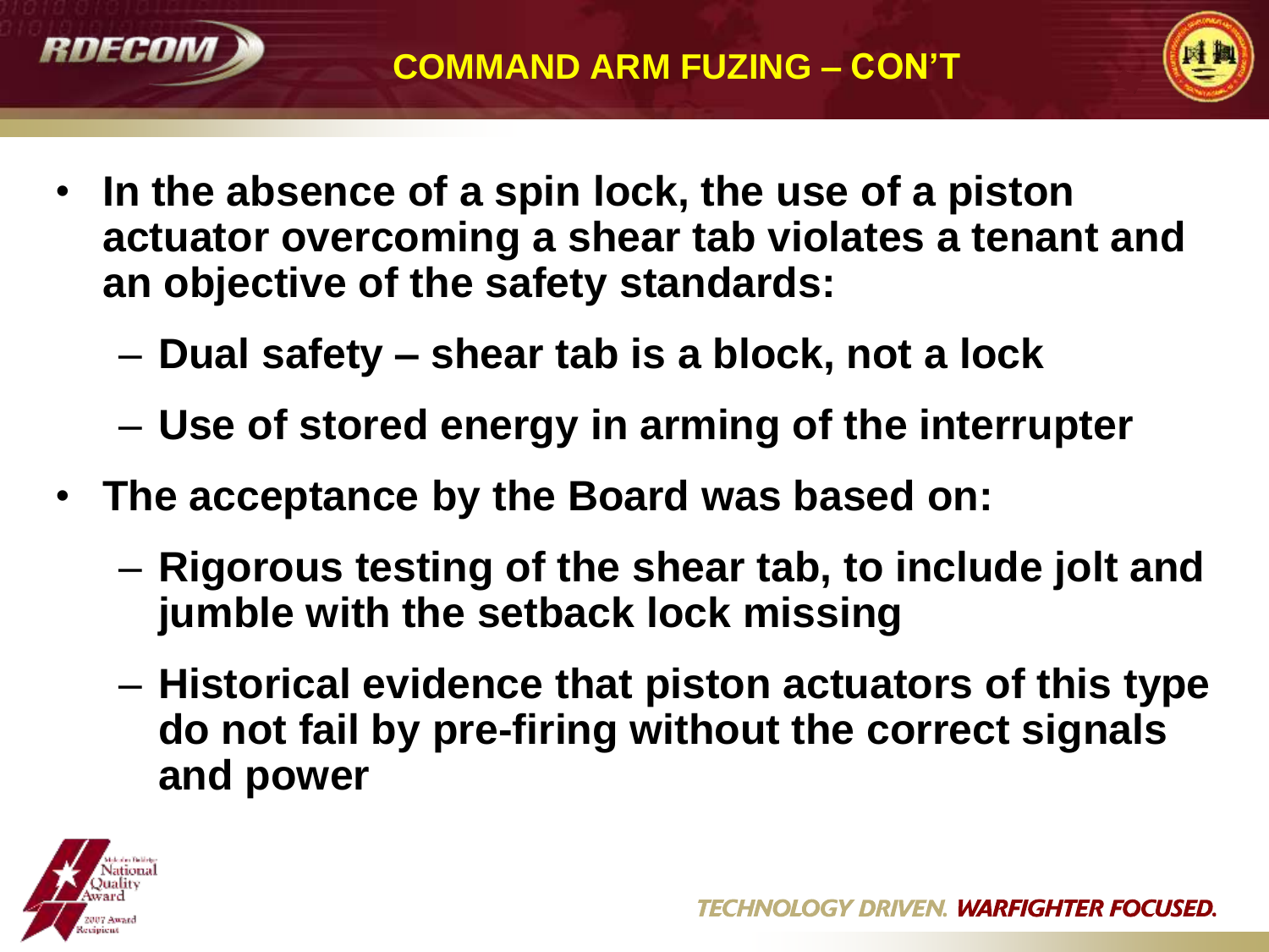# COMMAND ARM FUZING – CON'T

- In the absence of a spin lock, the use of a piston actuator overcoming a shear tab violates a tenant and an objective of the safety standards:
  - Dual safety – shear tab is a block, not a lock
  - Use of stored energy in arming of the interrupter
- The acceptance by the Board was based on:
  - Rigorous testing of the shear tab, to include jolt and jumble with the setback lock missing
  - Historical evidence that piston actuators of this type do not fail by pre-firing without the correct signals and power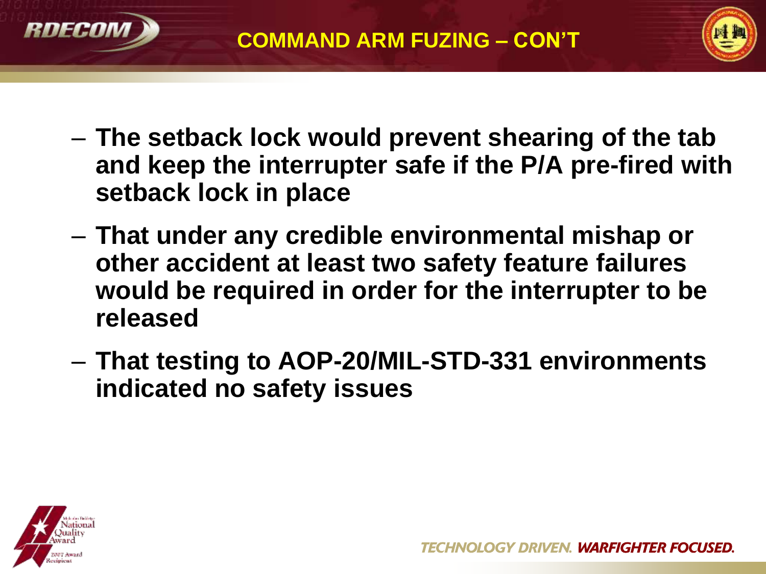## COMMAND ARM FUZING – CON'T

- **The setback lock would prevent shearing of the tab and keep the interrupter safe if the P/A pre-fired with setback lock in place**
- **That under any credible environmental mishap or other accident at least two safety feature failures would be required in order for the interrupter to be released**
- **That testing to AOP-20/MIL-STD-331 environments indicated no safety issues**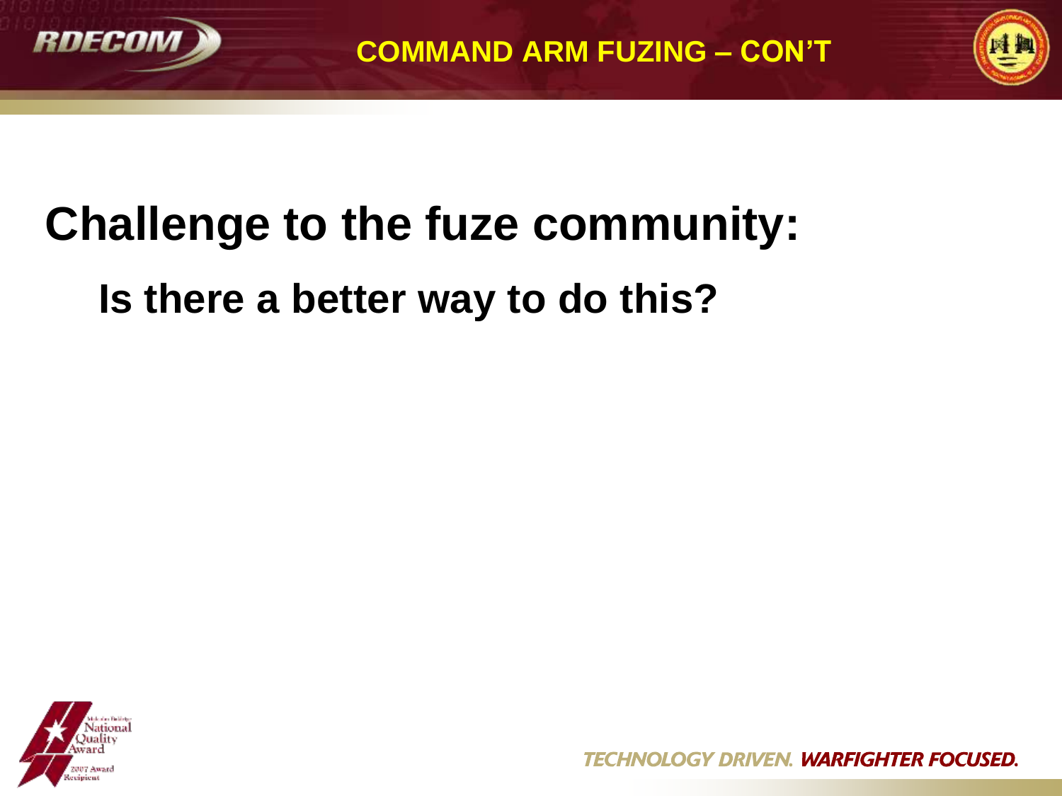# COMMAND ARM FUZING – CON'T

## Challenge to the fuze community:

### Is there a better way to do this?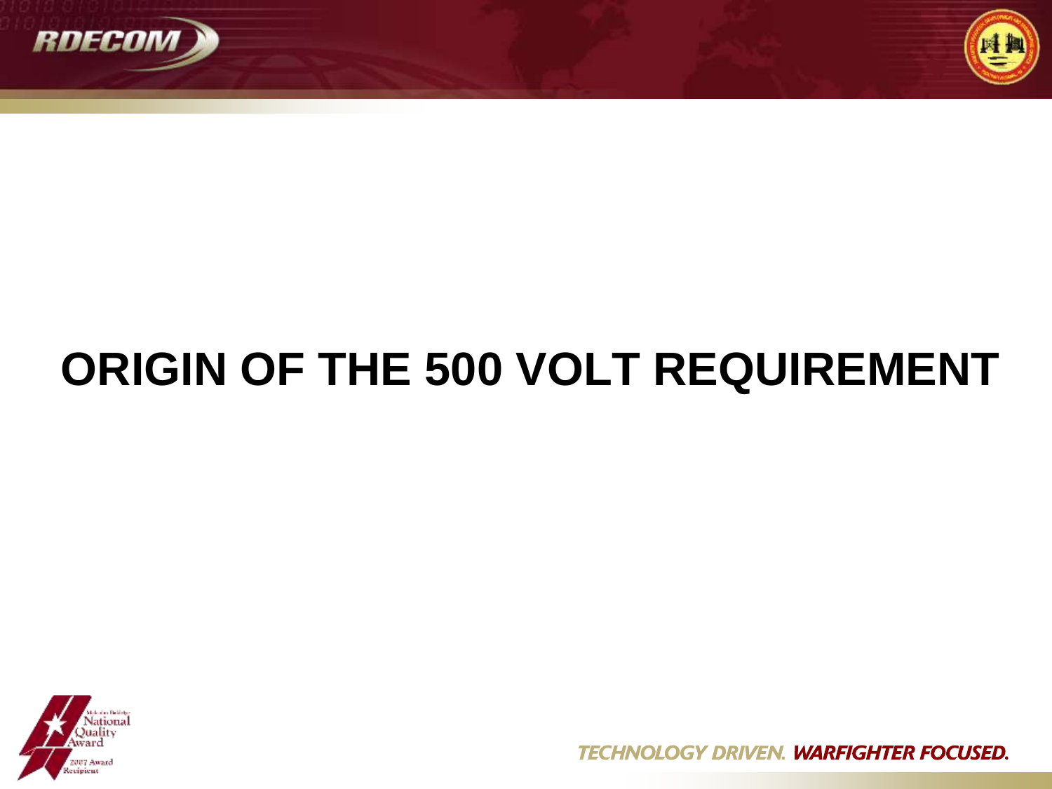# ORIGIN OF THE 500 VOLT REQUIREMENT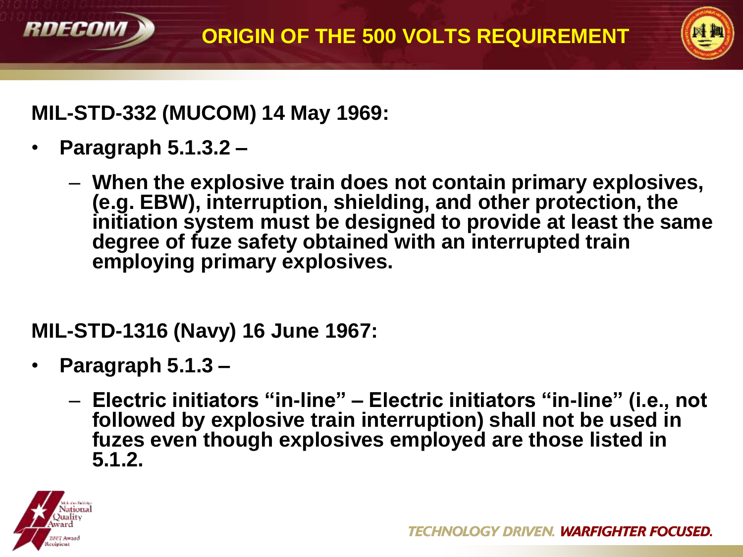# ORIGIN OF THE 500 VOLTS REQUIREMENT

**MIL-STD-332 (MUCOM) 14 May 1969:**

- **Paragraph 5.1.3.2 –**
  - **When the explosive train does not contain primary explosives, (e.g. EBW), interruption, shielding, and other protection, the initiation system must be designed to provide at least the same degree of fuze safety obtained with an interrupted train employing primary explosives.**

**MIL-STD-1316 (Navy) 16 June 1967:**

- **Paragraph 5.1.3 –**
  - **Electric initiators "in-line" – Electric initiators "in-line" (i.e., not followed by explosive train interruption) shall not be used in fuzes even though explosives employed are those listed in 5.1.2.**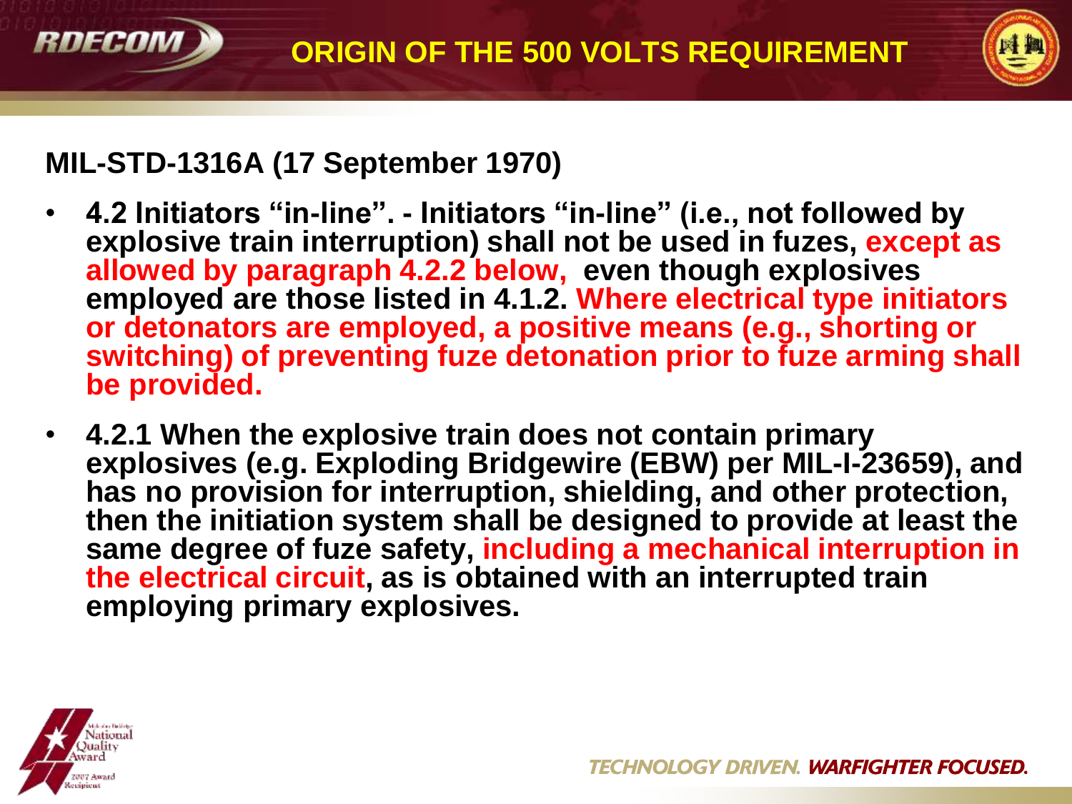# ORIGIN OF THE 500 VOLTS REQUIREMENT

**MIL-STD-1316A (17 September 1970)**

- **4.2 Initiators "in-line". - Initiators "in-line" (i.e., not followed by explosive train interruption) shall not be used in fuzes, except as allowed by paragraph 4.2.2 below, even though explosives employed are those listed in 4.1.2. Where electrical type initiators or detonators are employed, a positive means (e.g., shorting or switching) of preventing fuze detonation prior to fuze arming shall be provided.**
- **4.2.1 When the explosive train does not contain primary explosives (e.g. Exploding Bridgewire (EBW) per MIL-I-23659), and has no provision for interruption, shielding, and other protection, then the initiation system shall be designed to provide at least the same degree of fuze safety, including a mechanical interruption in the electrical circuit, as is obtained with an interrupted train employing primary explosives.**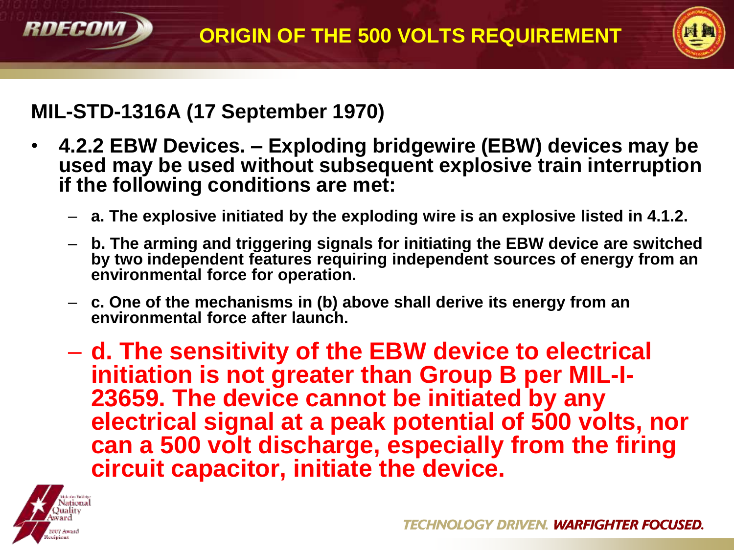# ORIGIN OF THE 500 VOLTS REQUIREMENT

## MIL-STD-1316A (17 September 1970)

- **4.2.2 EBW Devices. – Exploding bridgewire (EBW) devices may be used may be used without subsequent explosive train interruption if the following conditions are met:**
  - **a. The explosive initiated by the exploding wire is an explosive listed in 4.1.2.**
  - **b. The arming and triggering signals for initiating the EBW device are switched by two independent features requiring independent sources of energy from an environmental force for operation.**
  - **c. One of the mechanisms in (b) above shall derive its energy from an environmental force after launch.**
  - **d. The sensitivity of the EBW device to electrical initiation is not greater than Group B per MIL-I-23659. The device cannot be initiated by any electrical signal at a peak potential of 500 volts, nor can a 500 volt discharge, especially from the firing circuit capacitor, initiate the device.**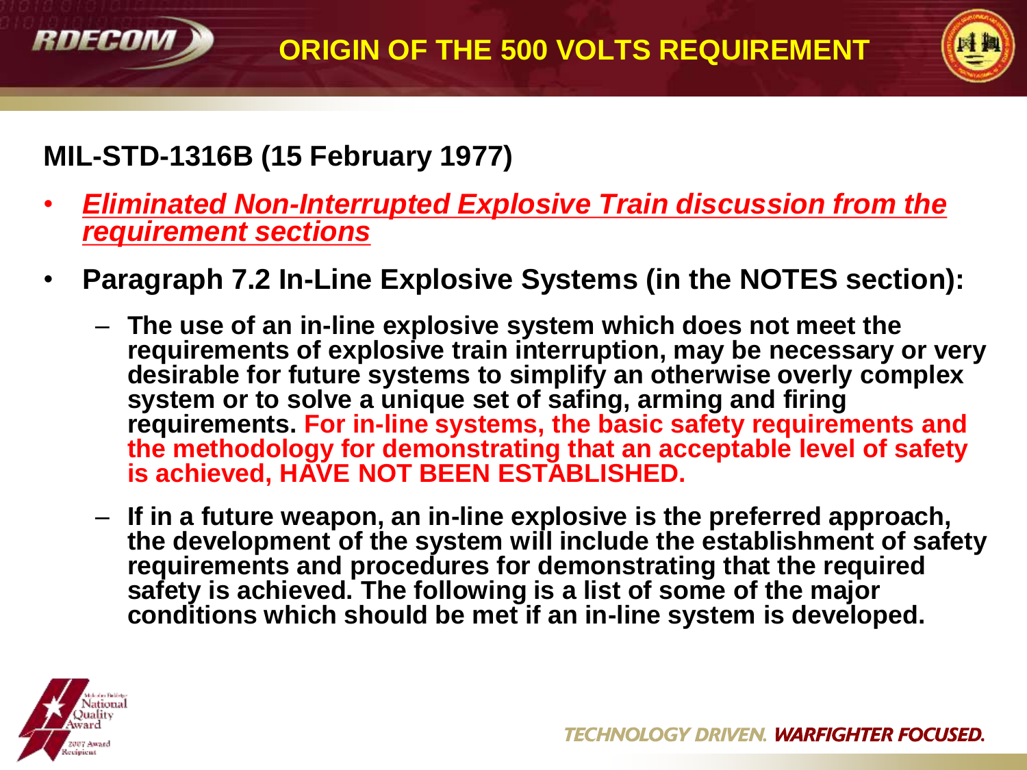# ORIGIN OF THE 500 VOLTS REQUIREMENT

**MIL-STD-1316B (15 February 1977)**

- ***Eliminated Non-Interrupted Explosive Train discussion from the requirement sections***
- **Paragraph 7.2 In-Line Explosive Systems (in the NOTES section):**
  - **The use of an in-line explosive system which does not meet the requirements of explosive train interruption, may be necessary or very desirable for future systems to simplify an otherwise overly complex system or to solve a unique set of safing, arming and firing requirements. For in-line systems, the basic safety requirements and the methodology for demonstrating that an acceptable level of safety is achieved, HAVE NOT BEEN ESTABLISHED.**
  - **If in a future weapon, an in-line explosive is the preferred approach, the development of the system will include the establishment of safety requirements and procedures for demonstrating that the required safety is achieved. The following is a list of some of the major conditions which should be met if an in-line system is developed.**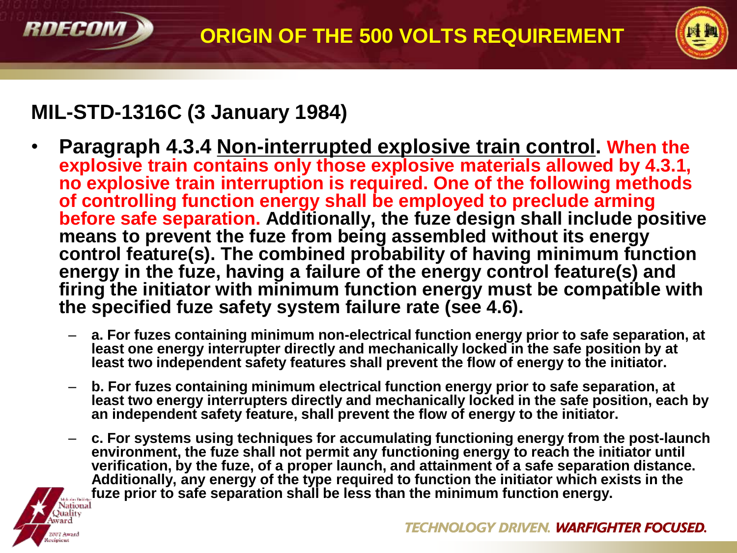# ORIGIN OF THE 500 VOLTS REQUIREMENT

## MIL-STD-1316C (3 January 1984)

- **Paragraph 4.3.4 Non-interrupted explosive train control. When the explosive train contains only those explosive materials allowed by 4.3.1, no explosive train interruption is required. One of the following methods of controlling function energy shall be employed to preclude arming before safe separation. Additionally, the fuze design shall include positive means to prevent the fuze from being assembled without its energy control feature(s). The combined probability of having minimum function energy in the fuze, having a failure of the energy control feature(s) and firing the initiator with minimum function energy must be compatible with the specified fuze safety system failure rate (see 4.6).**
  - **a. For fuzes containing minimum non-electrical function energy prior to safe separation, at least one energy interrupter directly and mechanically locked in the safe position by at least two independent safety features shall prevent the flow of energy to the initiator.**
  - **b. For fuzes containing minimum electrical function energy prior to safe separation, at least two energy interrupters directly and mechanically locked in the safe position, each by an independent safety feature, shall prevent the flow of energy to the initiator.**
  - **c. For systems using techniques for accumulating functioning energy from the post-launch environment, the fuze shall not permit any functioning energy to reach the initiator until verification, by the fuze, of a proper launch, and attainment of a safe separation distance. Additionally, any energy of the type required to function the initiator which exists in the fuze prior to safe separation shall be less than the minimum function energy.**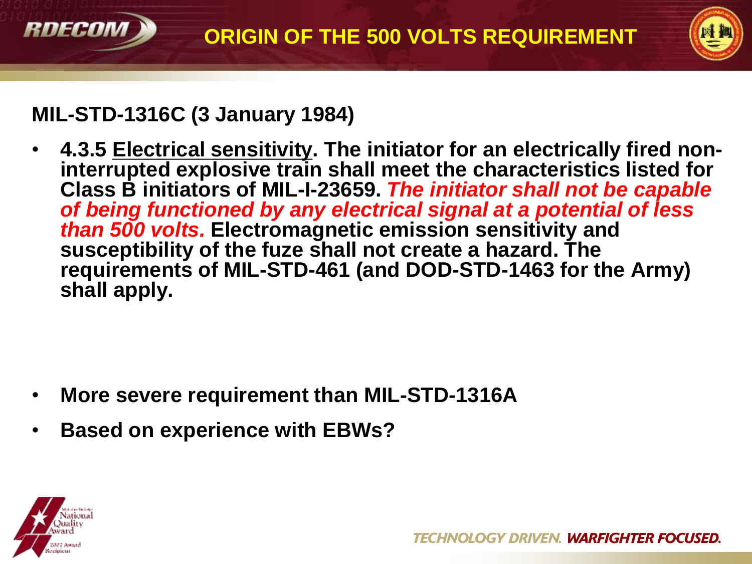# ORIGIN OF THE 500 VOLTS REQUIREMENT

**MIL-STD-1316C (3 January 1984)**

- **4.3.5 Electrical sensitivity. The initiator for an electrically fired non-interrupted explosive train shall meet the characteristics listed for Class B initiators of MIL-I-23659.** ***The initiator shall not be capable of being functioned by any electrical signal at a potential of less than 500 volts.*** **Electromagnetic emission sensitivity and susceptibility of the fuze shall not create a hazard. The requirements of MIL-STD-461 (and DOD-STD-1463 for the Army) shall apply.**

- **More severe requirement than MIL-STD-1316A**
- **Based on experience with EBWs?**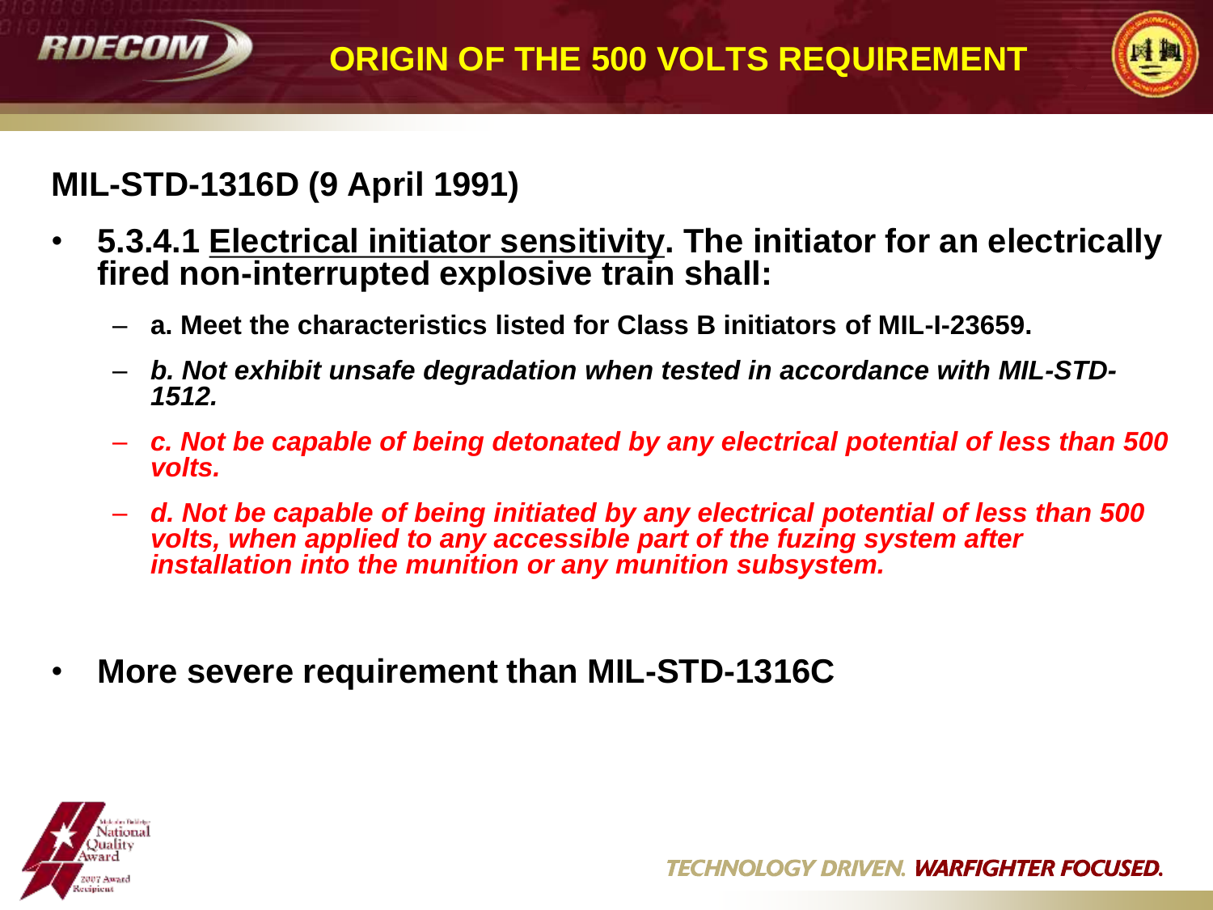# ORIGIN OF THE 500 VOLTS REQUIREMENT

## MIL-STD-1316D (9 April 1991)

- **5.3.4.1 Electrical initiator sensitivity. The initiator for an electrically fired non-interrupted explosive train shall:**
  - **a. Meet the characteristics listed for Class B initiators of MIL-I-23659.**
  - ***b. Not exhibit unsafe degradation when tested in accordance with MIL-STD-1512.***
  - ***c. Not be capable of being detonated by any electrical potential of less than 500 volts.***
  - ***d. Not be capable of being initiated by any electrical potential of less than 500 volts, when applied to any accessible part of the fuzing system after installation into the munition or any munition subsystem.***

- **More severe requirement than MIL-STD-1316C**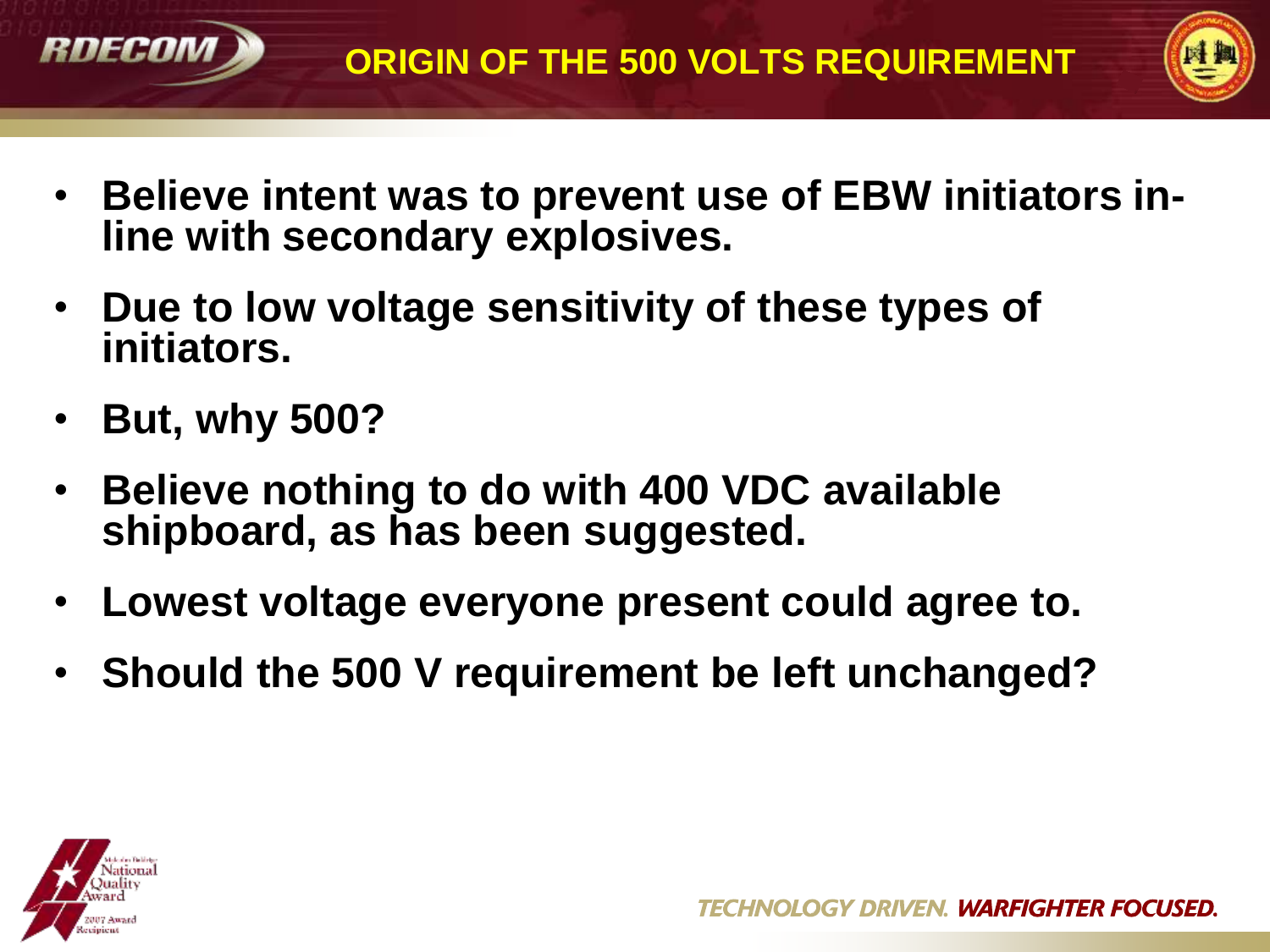# ORIGIN OF THE 500 VOLTS REQUIREMENT

- **Believe intent was to prevent use of EBW initiators in-line with secondary explosives.**
- **Due to low voltage sensitivity of these types of initiators.**
- **But, why 500?**
- **Believe nothing to do with 400 VDC available shipboard, as has been suggested.**
- **Lowest voltage everyone present could agree to.**
- **Should the 500 V requirement be left unchanged?**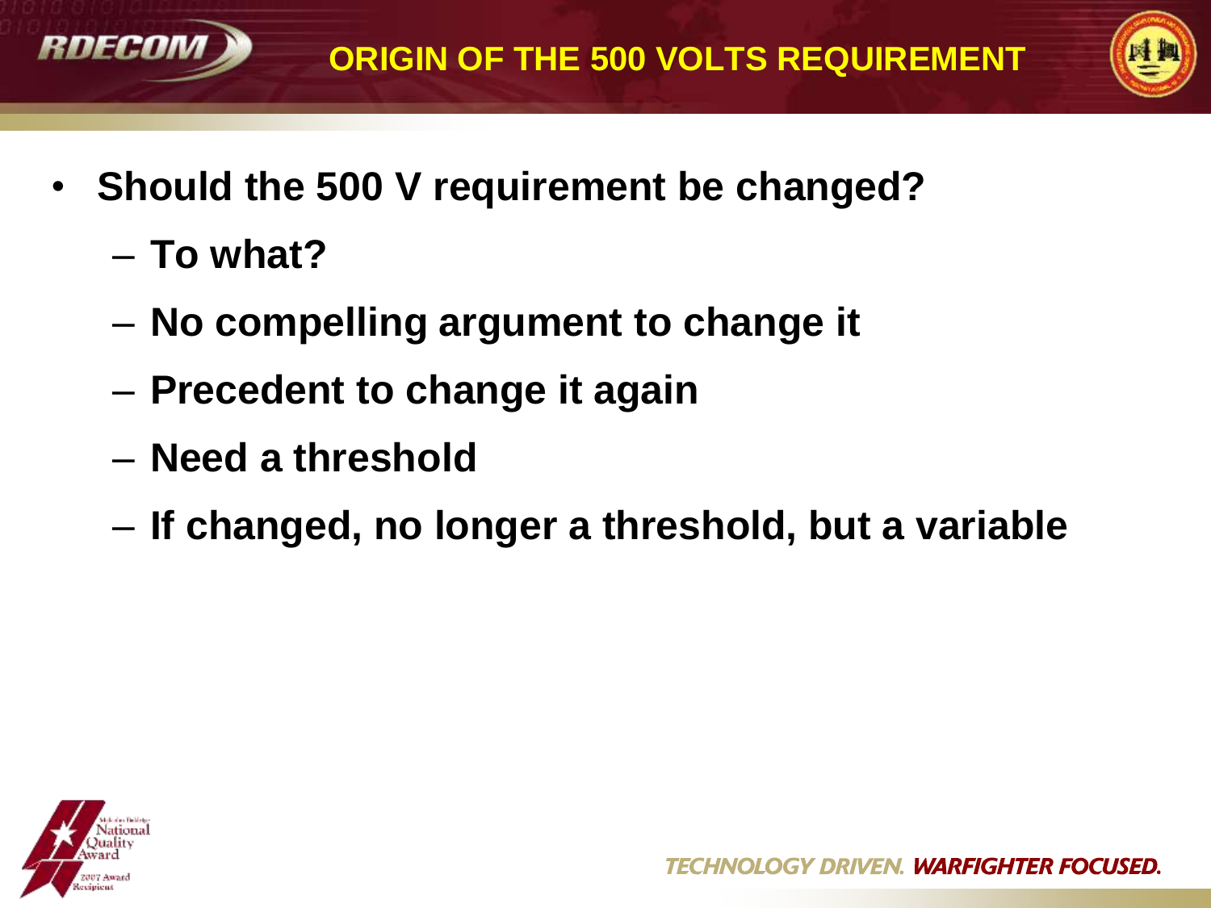## ORIGIN OF THE 500 VOLTS REQUIREMENT

- **Should the 500 V requirement be changed?**
  - **To what?**
  - **No compelling argument to change it**
  - **Precedent to change it again**
  - **Need a threshold**
  - **If changed, no longer a threshold, but a variable**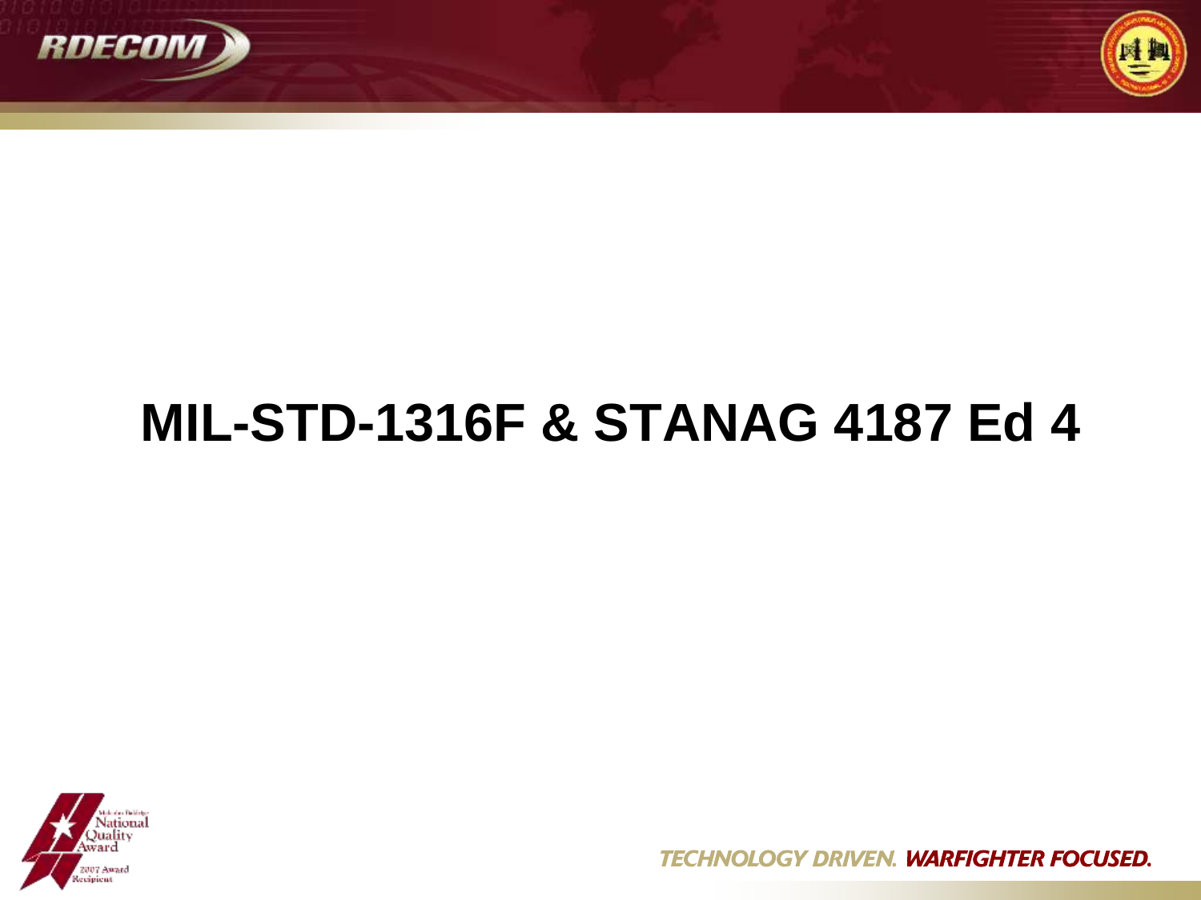# MIL-STD-1316F & STANAG 4187 Ed 4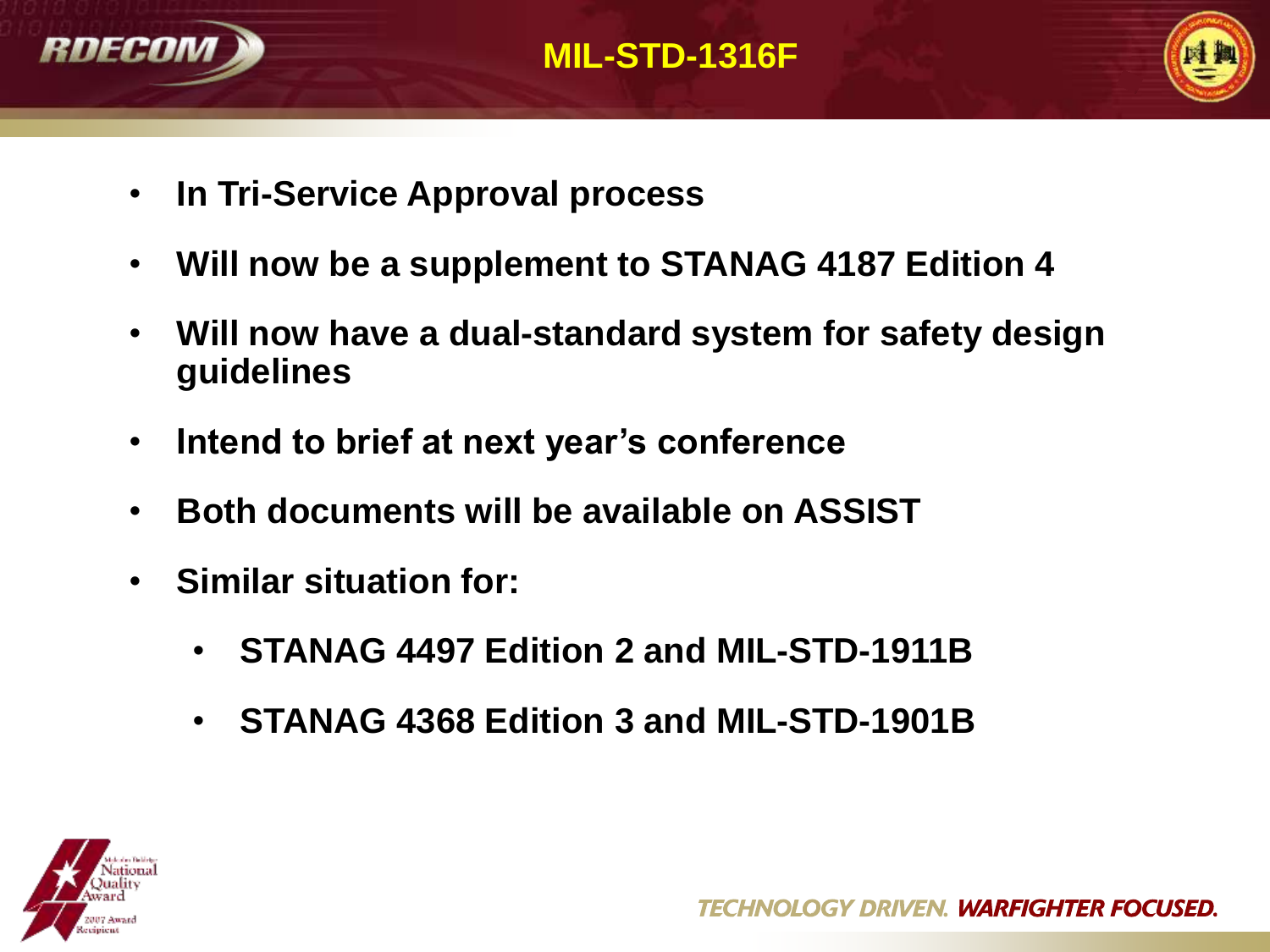# MIL-STD-1316F

- In Tri-Service Approval process
- Will now be a supplement to STANAG 4187 Edition 4
- Will now have a dual-standard system for safety design guidelines
- Intend to brief at next year's conference
- Both documents will be available on ASSIST
- Similar situation for:
  - STANAG 4497 Edition 2 and MIL-STD-1911B
  - STANAG 4368 Edition 3 and MIL-STD-1901B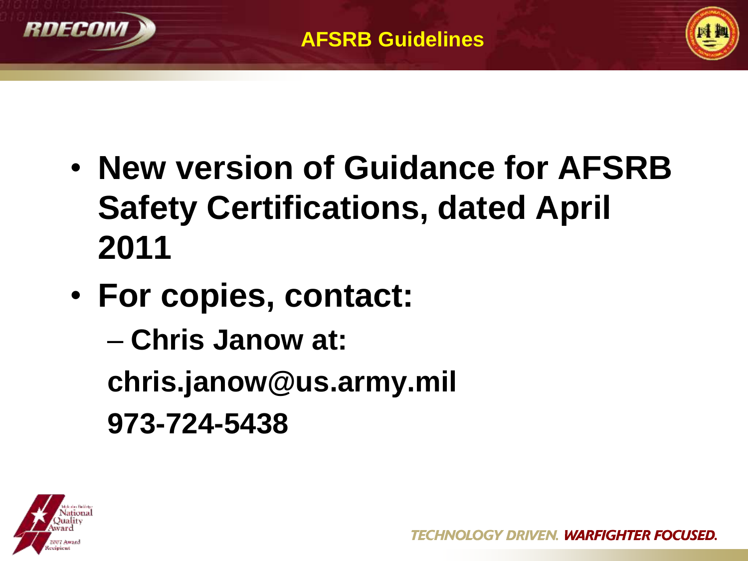# AFSRB Guidelines

- **New version of Guidance for AFSRB Safety Certifications, dated April 2011**
- **For copies, contact:**
  - **Chris Janow at:**

    **chris.janow@us.army.mil**

    **973-724-5438**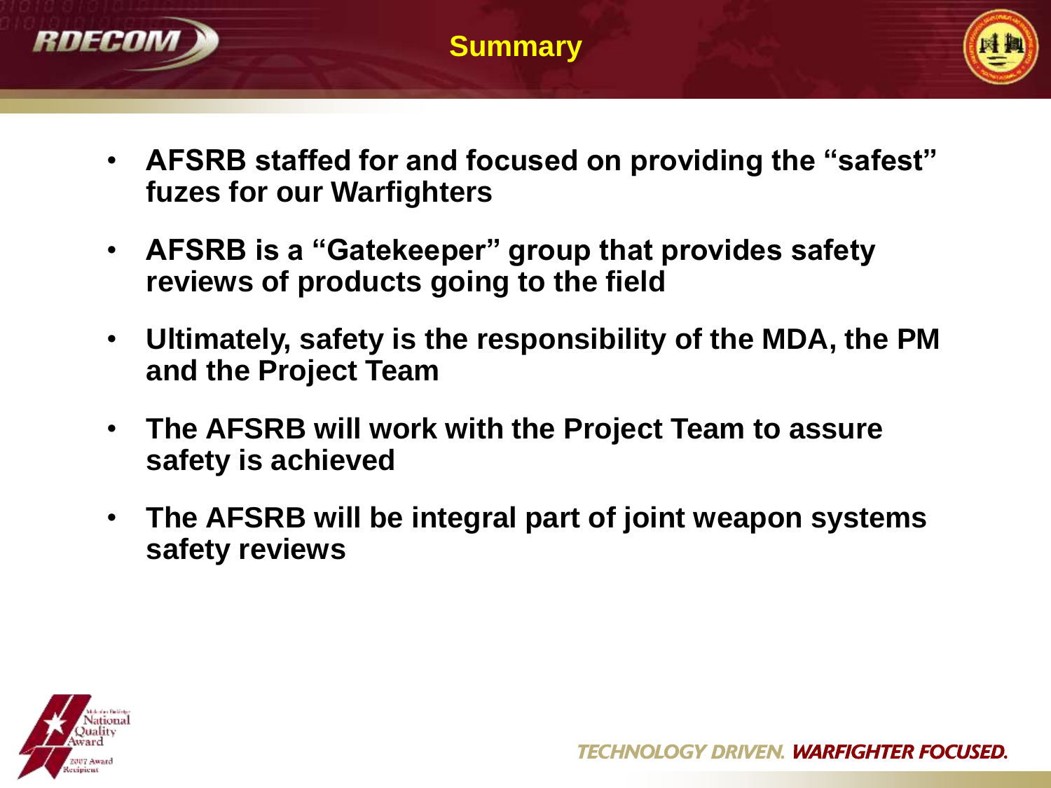# Summary

- **AFSRB staffed for and focused on providing the "safest" fuzes for our Warfighters**
- **AFSRB is a "Gatekeeper" group that provides safety reviews of products going to the field**
- **Ultimately, safety is the responsibility of the MDA, the PM and the Project Team**
- **The AFSRB will work with the Project Team to assure safety is achieved**
- **The AFSRB will be integral part of joint weapon systems safety reviews**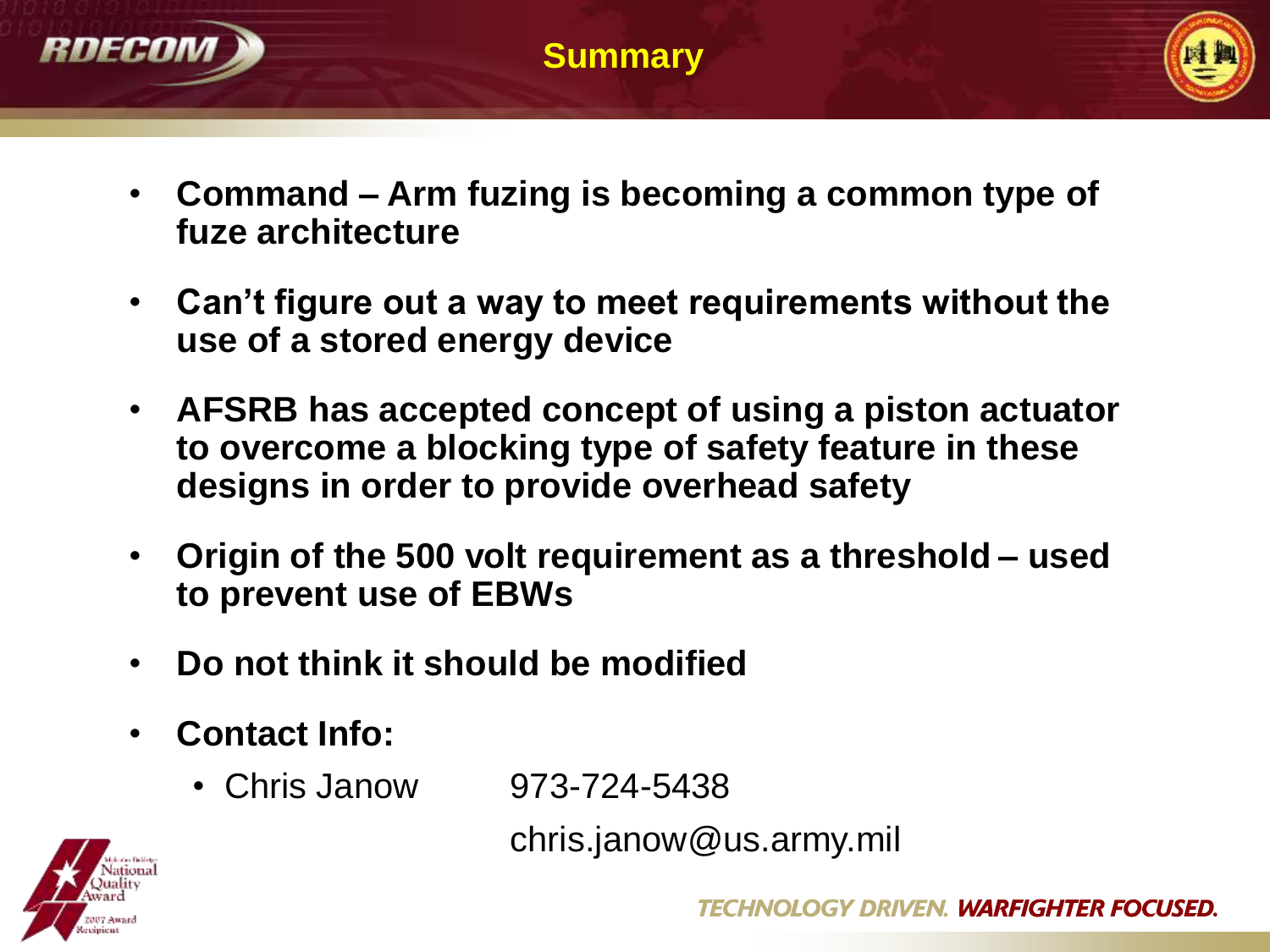# Summary

- **Command – Arm fuzing is becoming a common type of fuze architecture**
- **Can't figure out a way to meet requirements without the use of a stored energy device**
- **AFSRB has accepted concept of using a piston actuator to overcome a blocking type of safety feature in these designs in order to provide overhead safety**
- **Origin of the 500 volt requirement as a threshold – used to prevent use of EBWs**
- **Do not think it should be modified**
- **Contact Info:**
  - Chris Janow 973-724-5438
    chris.janow@us.army.mil